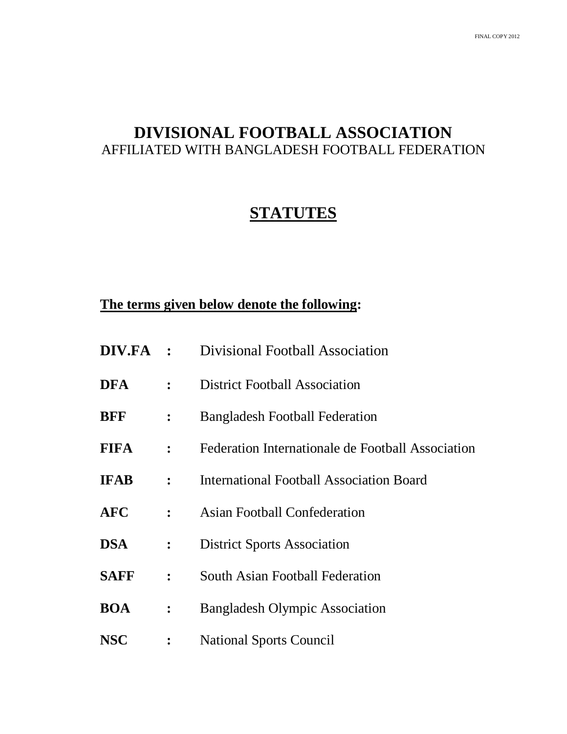FINAL COPY 2012

# DIVISIONAL FOOTBALL ASSOCIATION

AFFILIATED WITH BANGLADESH FOOTBALL FEDERATION

## STATUTES

**The terms given below denote the following:**

| | | |
|---|---|---|
| **DIV.FA** | **:** | Divisional Football Association |
| **DFA** | **:** | District Football Association |
| **BFF** | **:** | Bangladesh Football Federation |
| **FIFA** | **:** | Federation Internationale de Football Association |
| **IFAB** | **:** | International Football Association Board |
| **AFC** | **:** | Asian Football Confederation |
| **DSA** | **:** | District Sports Association |
| **SAFF** | **:** | South Asian Football Federation |
| **BOA** | **:** | Bangladesh Olympic Association |
| **NSC** | **:** | National Sports Council |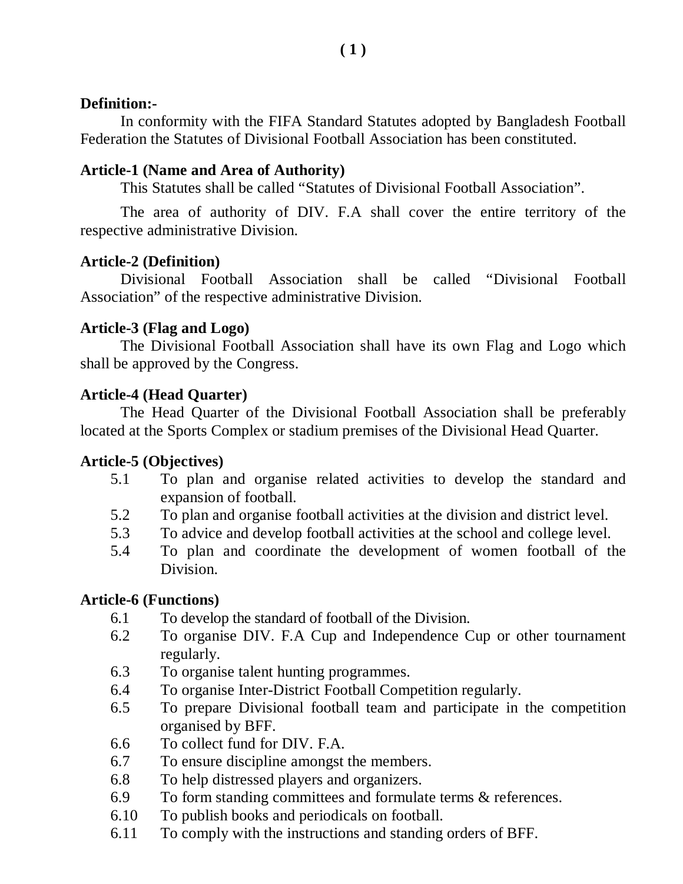**Definition:-**

In conformity with the FIFA Standard Statutes adopted by Bangladesh Football Federation the Statutes of Divisional Football Association has been constituted.

**Article-1 (Name and Area of Authority)**

This Statutes shall be called “Statutes of Divisional Football Association”.

The area of authority of DIV. F.A shall cover the entire territory of the respective administrative Division.

**Article-2 (Definition)**

Divisional Football Association shall be called “Divisional Football Association” of the respective administrative Division.

**Article-3 (Flag and Logo)**

The Divisional Football Association shall have its own Flag and Logo which shall be approved by the Congress.

**Article-4 (Head Quarter)**

The Head Quarter of the Divisional Football Association shall be preferably located at the Sports Complex or stadium premises of the Divisional Head Quarter.

**Article-5 (Objectives)**

- 5.1 To plan and organise related activities to develop the standard and expansion of football.
- 5.2 To plan and organise football activities at the division and district level.
- 5.3 To advice and develop football activities at the school and college level.
- 5.4 To plan and coordinate the development of women football of the Division.

**Article-6 (Functions)**

- 6.1 To develop the standard of football of the Division.
- 6.2 To organise DIV. F.A Cup and Independence Cup or other tournament regularly.
- 6.3 To organise talent hunting programmes.
- 6.4 To organise Inter-District Football Competition regularly.
- 6.5 To prepare Divisional football team and participate in the competition organised by BFF.
- 6.6 To collect fund for DIV. F.A.
- 6.7 To ensure discipline amongst the members.
- 6.8 To help distressed players and organizers.
- 6.9 To form standing committees and formulate terms & references.
- 6.10 To publish books and periodicals on football.
- 6.11 To comply with the instructions and standing orders of BFF.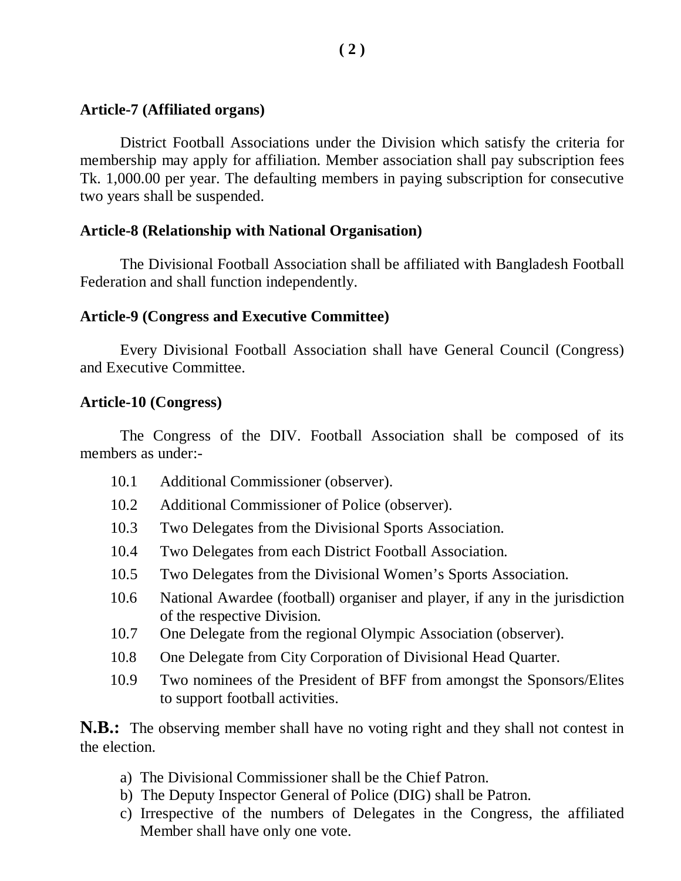**Article-7 (Affiliated organs)**

District Football Associations under the Division which satisfy the criteria for membership may apply for affiliation. Member association shall pay subscription fees Tk. 1,000.00 per year. The defaulting members in paying subscription for consecutive two years shall be suspended.

**Article-8 (Relationship with National Organisation)**

The Divisional Football Association shall be affiliated with Bangladesh Football Federation and shall function independently.

**Article-9 (Congress and Executive Committee)**

Every Divisional Football Association shall have General Council (Congress) and Executive Committee.

**Article-10 (Congress)**

The Congress of the DIV. Football Association shall be composed of its members as under:-

- 10.1 Additional Commissioner (observer).
- 10.2 Additional Commissioner of Police (observer).
- 10.3 Two Delegates from the Divisional Sports Association.
- 10.4 Two Delegates from each District Football Association.
- 10.5 Two Delegates from the Divisional Women's Sports Association.
- 10.6 National Awardee (football) organiser and player, if any in the jurisdiction of the respective Division.
- 10.7 One Delegate from the regional Olympic Association (observer).
- 10.8 One Delegate from City Corporation of Divisional Head Quarter.
- 10.9 Two nominees of the President of BFF from amongst the Sponsors/Elites to support football activities.

**N.B.:** The observing member shall have no voting right and they shall not contest in the election.

a) The Divisional Commissioner shall be the Chief Patron.
b) The Deputy Inspector General of Police (DIG) shall be Patron.
c) Irrespective of the numbers of Delegates in the Congress, the affiliated Member shall have only one vote.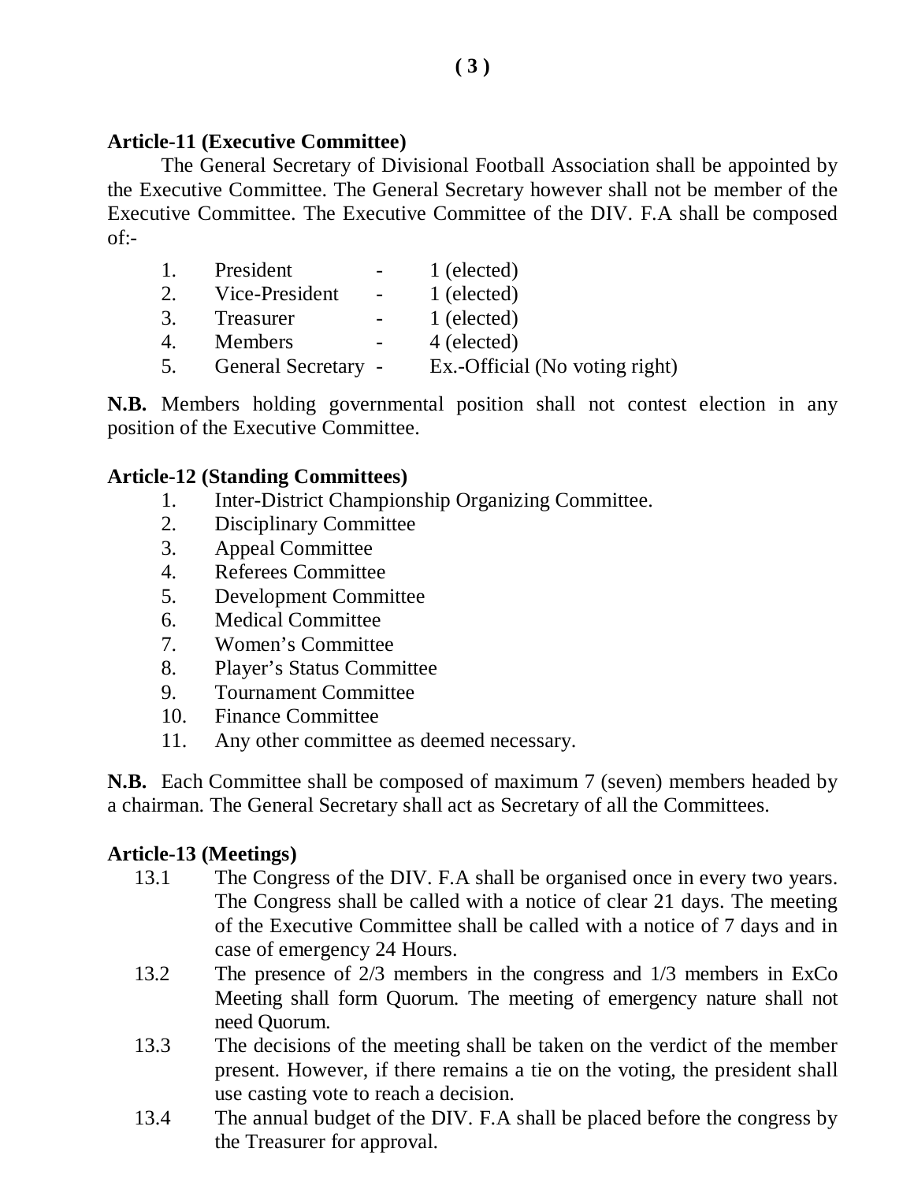**Article-11 (Executive Committee)**

The General Secretary of Divisional Football Association shall be appointed by the Executive Committee. The General Secretary however shall not be member of the Executive Committee. The Executive Committee of the DIV. F.A shall be composed of:-

1. President - 1 (elected)
2. Vice-President - 1 (elected)
3. Treasurer - 1 (elected)
4. Members - 4 (elected)
5. General Secretary - Ex.-Official (No voting right)

**N.B.** Members holding governmental position shall not contest election in any position of the Executive Committee.

**Article-12 (Standing Committees)**

1. Inter-District Championship Organizing Committee.
2. Disciplinary Committee
3. Appeal Committee
4. Referees Committee
5. Development Committee
6. Medical Committee
7. Women's Committee
8. Player's Status Committee
9. Tournament Committee
10. Finance Committee
11. Any other committee as deemed necessary.

**N.B.** Each Committee shall be composed of maximum 7 (seven) members headed by a chairman. The General Secretary shall act as Secretary of all the Committees.

**Article-13 (Meetings)**

13.1 The Congress of the DIV. F.A shall be organised once in every two years. The Congress shall be called with a notice of clear 21 days. The meeting of the Executive Committee shall be called with a notice of 7 days and in case of emergency 24 Hours.

13.2 The presence of 2/3 members in the congress and 1/3 members in ExCo Meeting shall form Quorum. The meeting of emergency nature shall not need Quorum.

13.3 The decisions of the meeting shall be taken on the verdict of the member present. However, if there remains a tie on the voting, the president shall use casting vote to reach a decision.

13.4 The annual budget of the DIV. F.A shall be placed before the congress by the Treasurer for approval.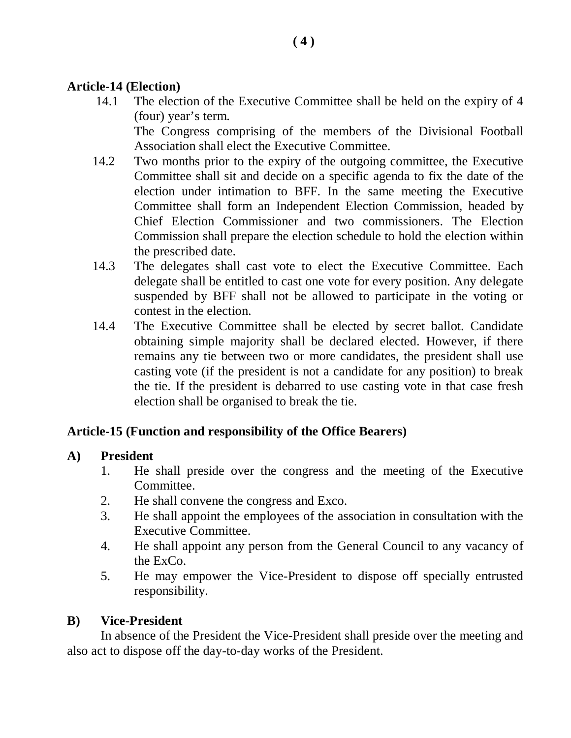**Article-14 (Election)**

14.1 The election of the Executive Committee shall be held on the expiry of 4 (four) year's term.
The Congress comprising of the members of the Divisional Football Association shall elect the Executive Committee.

14.2 Two months prior to the expiry of the outgoing committee, the Executive Committee shall sit and decide on a specific agenda to fix the date of the election under intimation to BFF. In the same meeting the Executive Committee shall form an Independent Election Commission, headed by Chief Election Commissioner and two commissioners. The Election Commission shall prepare the election schedule to hold the election within the prescribed date.

14.3 The delegates shall cast vote to elect the Executive Committee. Each delegate shall be entitled to cast one vote for every position. Any delegate suspended by BFF shall not be allowed to participate in the voting or contest in the election.

14.4 The Executive Committee shall be elected by secret ballot. Candidate obtaining simple majority shall be declared elected. However, if there remains any tie between two or more candidates, the president shall use casting vote (if the president is not a candidate for any position) to break the tie. If the president is debarred to use casting vote in that case fresh election shall be organised to break the tie.

**Article-15 (Function and responsibility of the Office Bearers)**

**A) President**

1. He shall preside over the congress and the meeting of the Executive Committee.
2. He shall convene the congress and Exco.
3. He shall appoint the employees of the association in consultation with the Executive Committee.
4. He shall appoint any person from the General Council to any vacancy of the ExCo.
5. He may empower the Vice-President to dispose off specially entrusted responsibility.

**B) Vice-President**

In absence of the President the Vice-President shall preside over the meeting and also act to dispose off the day-to-day works of the President.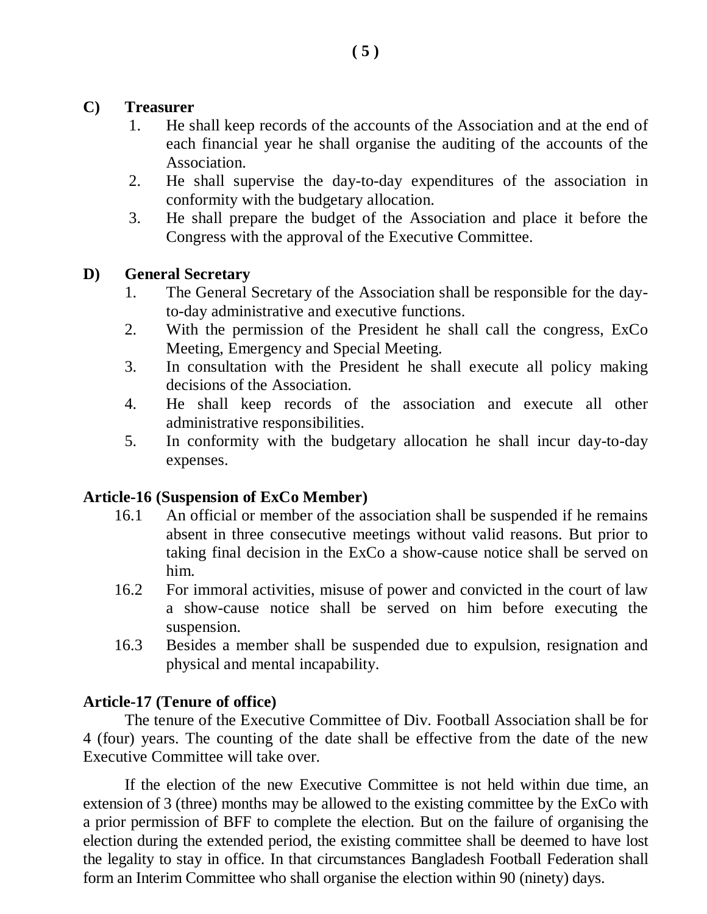**C) Treasurer**

1. He shall keep records of the accounts of the Association and at the end of each financial year he shall organise the auditing of the accounts of the Association.
2. He shall supervise the day-to-day expenditures of the association in conformity with the budgetary allocation.
3. He shall prepare the budget of the Association and place it before the Congress with the approval of the Executive Committee.

**D) General Secretary**

1. The General Secretary of the Association shall be responsible for the day-to-day administrative and executive functions.
2. With the permission of the President he shall call the congress, ExCo Meeting, Emergency and Special Meeting.
3. In consultation with the President he shall execute all policy making decisions of the Association.
4. He shall keep records of the association and execute all other administrative responsibilities.
5. In conformity with the budgetary allocation he shall incur day-to-day expenses.

### Article-16 (Suspension of ExCo Member)

16.1 An official or member of the association shall be suspended if he remains absent in three consecutive meetings without valid reasons. But prior to taking final decision in the ExCo a show-cause notice shall be served on him.

16.2 For immoral activities, misuse of power and convicted in the court of law a show-cause notice shall be served on him before executing the suspension.

16.3 Besides a member shall be suspended due to expulsion, resignation and physical and mental incapability.

### Article-17 (Tenure of office)

The tenure of the Executive Committee of Div. Football Association shall be for 4 (four) years. The counting of the date shall be effective from the date of the new Executive Committee will take over.

If the election of the new Executive Committee is not held within due time, an extension of 3 (three) months may be allowed to the existing committee by the ExCo with a prior permission of BFF to complete the election. But on the failure of organising the election during the extended period, the existing committee shall be deemed to have lost the legality to stay in office. In that circumstances Bangladesh Football Federation shall form an Interim Committee who shall organise the election within 90 (ninety) days.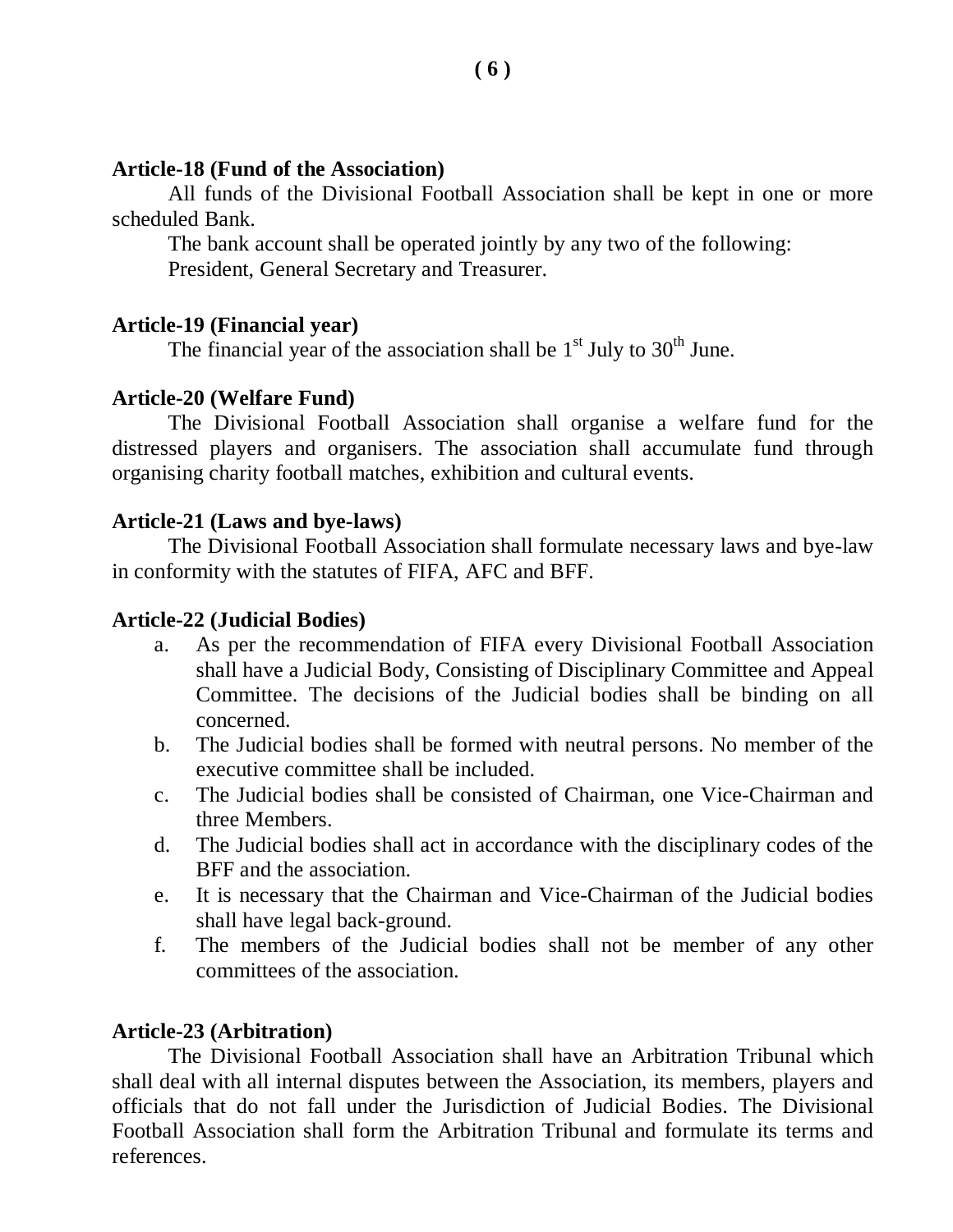**Article-18 (Fund of the Association)**

All funds of the Divisional Football Association shall be kept in one or more scheduled Bank.

The bank account shall be operated jointly by any two of the following: President, General Secretary and Treasurer.

**Article-19 (Financial year)**

The financial year of the association shall be 1st July to 30th June.

**Article-20 (Welfare Fund)**

The Divisional Football Association shall organise a welfare fund for the distressed players and organisers. The association shall accumulate fund through organising charity football matches, exhibition and cultural events.

**Article-21 (Laws and bye-laws)**

The Divisional Football Association shall formulate necessary laws and bye-law in conformity with the statutes of FIFA, AFC and BFF.

**Article-22 (Judicial Bodies)**

a. As per the recommendation of FIFA every Divisional Football Association shall have a Judicial Body, Consisting of Disciplinary Committee and Appeal Committee. The decisions of the Judicial bodies shall be binding on all concerned.
b. The Judicial bodies shall be formed with neutral persons. No member of the executive committee shall be included.
c. The Judicial bodies shall be consisted of Chairman, one Vice-Chairman and three Members.
d. The Judicial bodies shall act in accordance with the disciplinary codes of the BFF and the association.
e. It is necessary that the Chairman and Vice-Chairman of the Judicial bodies shall have legal back-ground.
f. The members of the Judicial bodies shall not be member of any other committees of the association.

**Article-23 (Arbitration)**

The Divisional Football Association shall have an Arbitration Tribunal which shall deal with all internal disputes between the Association, its members, players and officials that do not fall under the Jurisdiction of Judicial Bodies. The Divisional Football Association shall form the Arbitration Tribunal and formulate its terms and references.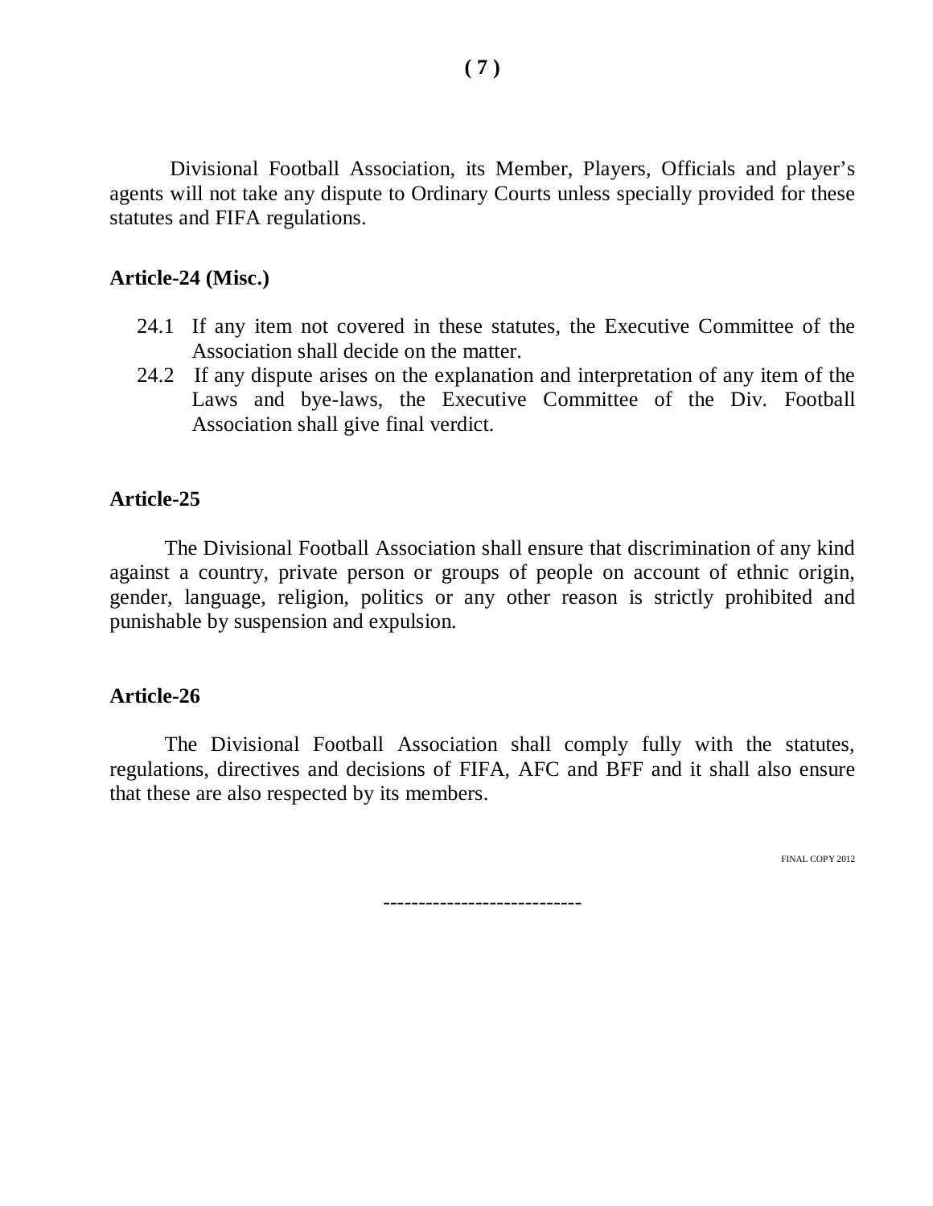Divisional Football Association, its Member, Players, Officials and player's agents will not take any dispute to Ordinary Courts unless specially provided for these statutes and FIFA regulations.

**Article-24 (Misc.)**

24.1 If any item not covered in these statutes, the Executive Committee of the Association shall decide on the matter.

24.2 If any dispute arises on the explanation and interpretation of any item of the Laws and bye-laws, the Executive Committee of the Div. Football Association shall give final verdict.

**Article-25**

The Divisional Football Association shall ensure that discrimination of any kind against a country, private person or groups of people on account of ethnic origin, gender, language, religion, politics or any other reason is strictly prohibited and punishable by suspension and expulsion.

**Article-26**

The Divisional Football Association shall comply fully with the statutes, regulations, directives and decisions of FIFA, AFC and BFF and it shall also ensure that these are also respected by its members.

FINAL COPY 2012

---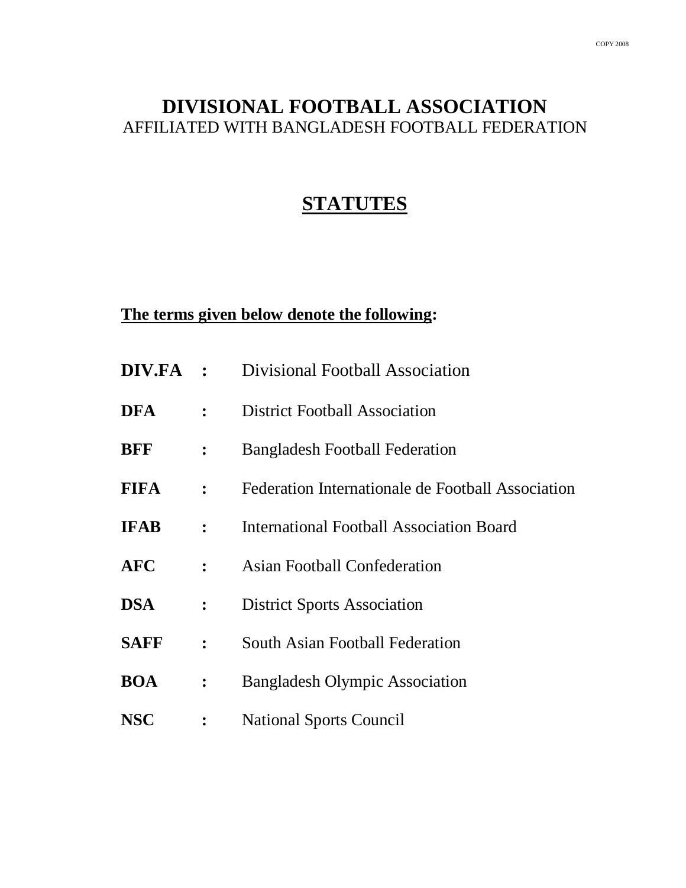# DIVISIONAL FOOTBALL ASSOCIATION

AFFILIATED WITH BANGLADESH FOOTBALL FEDERATION

## STATUTES

**The terms given below denote the following:**

| | | |
|---|---|---|
| **DIV.FA** | **:** | Divisional Football Association |
| **DFA** | **:** | District Football Association |
| **BFF** | **:** | Bangladesh Football Federation |
| **FIFA** | **:** | Federation Internationale de Football Association |
| **IFAB** | **:** | International Football Association Board |
| **AFC** | **:** | Asian Football Confederation |
| **DSA** | **:** | District Sports Association |
| **SAFF** | **:** | South Asian Football Federation |
| **BOA** | **:** | Bangladesh Olympic Association |
| **NSC** | **:** | National Sports Council |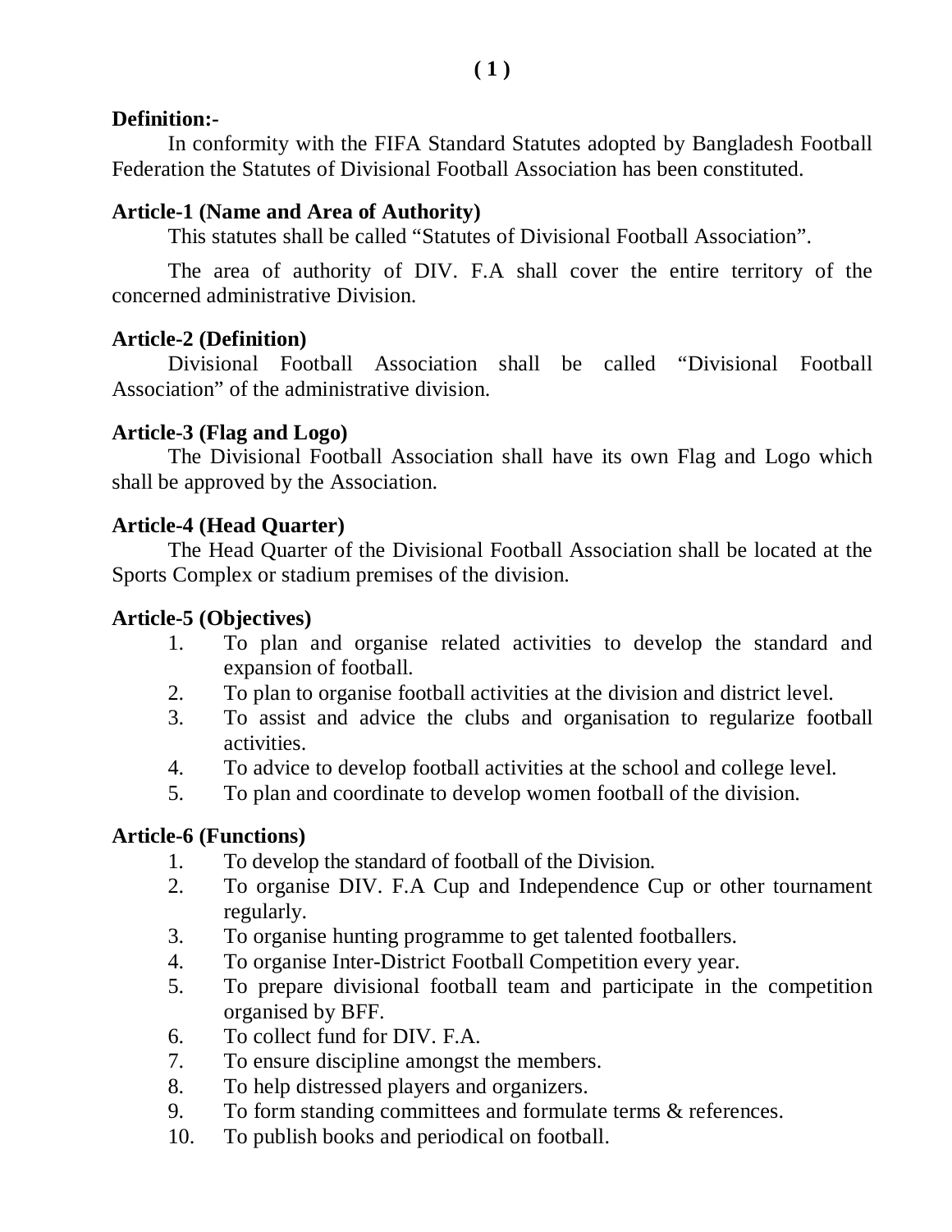**Definition:-**

In conformity with the FIFA Standard Statutes adopted by Bangladesh Football Federation the Statutes of Divisional Football Association has been constituted.

**Article-1 (Name and Area of Authority)**

This statutes shall be called "Statutes of Divisional Football Association".

The area of authority of DIV. F.A shall cover the entire territory of the concerned administrative Division.

**Article-2 (Definition)**

Divisional Football Association shall be called "Divisional Football Association" of the administrative division.

**Article-3 (Flag and Logo)**

The Divisional Football Association shall have its own Flag and Logo which shall be approved by the Association.

**Article-4 (Head Quarter)**

The Head Quarter of the Divisional Football Association shall be located at the Sports Complex or stadium premises of the division.

**Article-5 (Objectives)**

1. To plan and organise related activities to develop the standard and expansion of football.
2. To plan to organise football activities at the division and district level.
3. To assist and advice the clubs and organisation to regularize football activities.
4. To advice to develop football activities at the school and college level.
5. To plan and coordinate to develop women football of the division.

**Article-6 (Functions)**

1. To develop the standard of football of the Division.
2. To organise DIV. F.A Cup and Independence Cup or other tournament regularly.
3. To organise hunting programme to get talented footballers.
4. To organise Inter-District Football Competition every year.
5. To prepare divisional football team and participate in the competition organised by BFF.
6. To collect fund for DIV. F.A.
7. To ensure discipline amongst the members.
8. To help distressed players and organizers.
9. To form standing committees and formulate terms & references.
10. To publish books and periodical on football.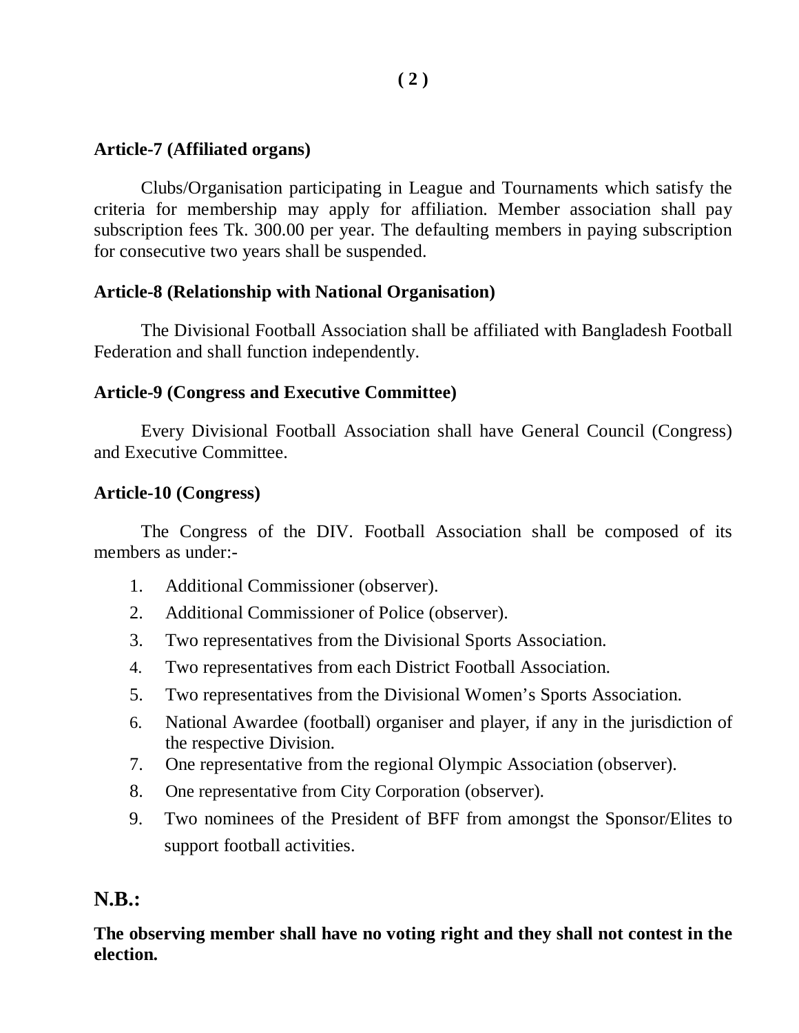**Article-7 (Affiliated organs)**

Clubs/Organisation participating in League and Tournaments which satisfy the criteria for membership may apply for affiliation. Member association shall pay subscription fees Tk. 300.00 per year. The defaulting members in paying subscription for consecutive two years shall be suspended.

**Article-8 (Relationship with National Organisation)**

The Divisional Football Association shall be affiliated with Bangladesh Football Federation and shall function independently.

**Article-9 (Congress and Executive Committee)**

Every Divisional Football Association shall have General Council (Congress) and Executive Committee.

**Article-10 (Congress)**

The Congress of the DIV. Football Association shall be composed of its members as under:-

1. Additional Commissioner (observer).
2. Additional Commissioner of Police (observer).
3. Two representatives from the Divisional Sports Association.
4. Two representatives from each District Football Association.
5. Two representatives from the Divisional Women's Sports Association.
6. National Awardee (football) organiser and player, if any in the jurisdiction of the respective Division.
7. One representative from the regional Olympic Association (observer).
8. One representative from City Corporation (observer).
9. Two nominees of the President of BFF from amongst the Sponsor/Elites to support football activities.

## N.B.:

**The observing member shall have no voting right and they shall not contest in the election.**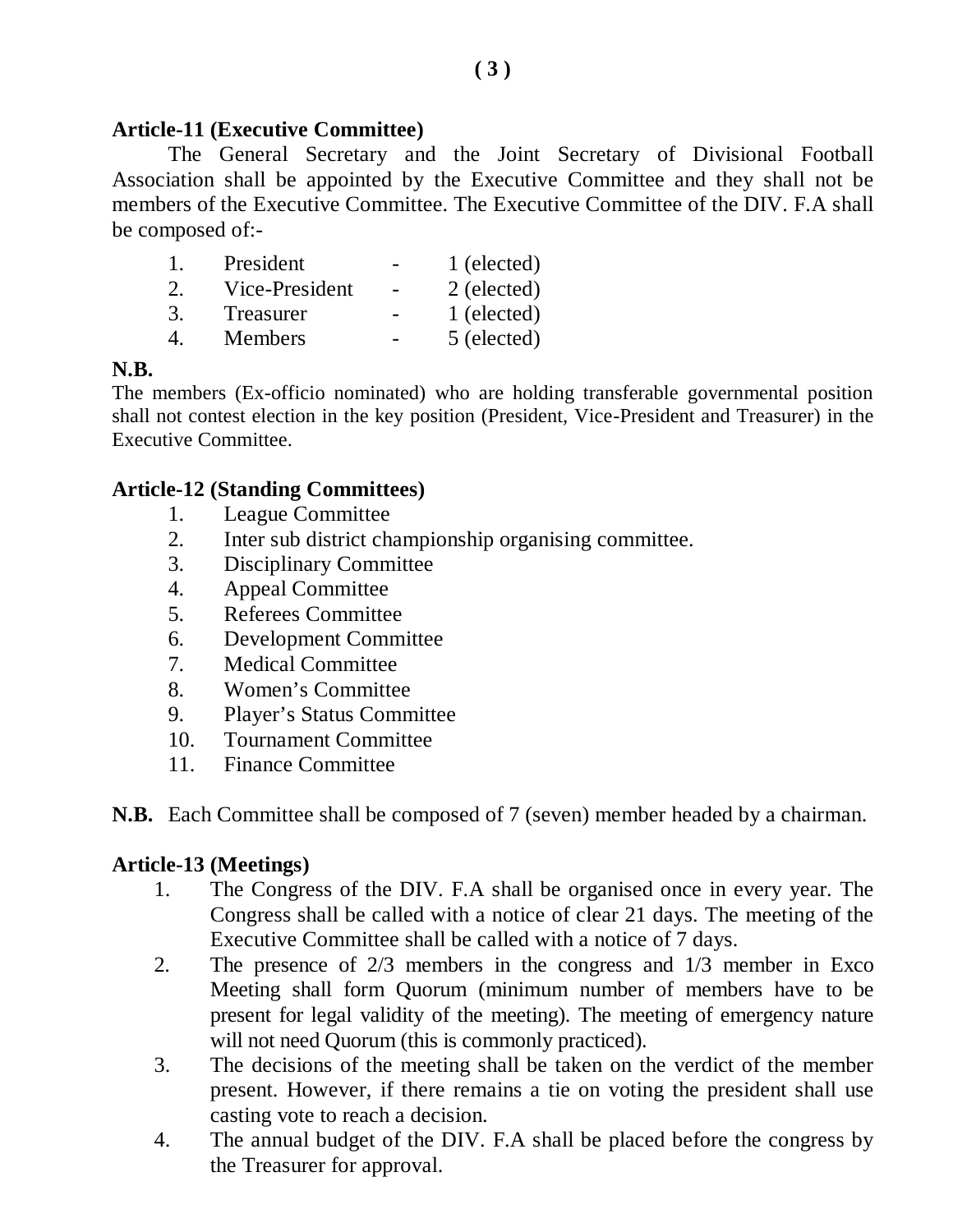**Article-11 (Executive Committee)**

The General Secretary and the Joint Secretary of Divisional Football Association shall be appointed by the Executive Committee and they shall not be members of the Executive Committee. The Executive Committee of the DIV. F.A shall be composed of:-

1. President - 1 (elected)
2. Vice-President - 2 (elected)
3. Treasurer - 1 (elected)
4. Members - 5 (elected)

**N.B.**

The members (Ex-officio nominated) who are holding transferable governmental position shall not contest election in the key position (President, Vice-President and Treasurer) in the Executive Committee.

**Article-12 (Standing Committees)**

1. League Committee
2. Inter sub district championship organising committee.
3. Disciplinary Committee
4. Appeal Committee
5. Referees Committee
6. Development Committee
7. Medical Committee
8. Women's Committee
9. Player's Status Committee
10. Tournament Committee
11. Finance Committee

**N.B.** Each Committee shall be composed of 7 (seven) member headed by a chairman.

**Article-13 (Meetings)**

1. The Congress of the DIV. F.A shall be organised once in every year. The Congress shall be called with a notice of clear 21 days. The meeting of the Executive Committee shall be called with a notice of 7 days.
2. The presence of 2/3 members in the congress and 1/3 member in Exco Meeting shall form Quorum (minimum number of members have to be present for legal validity of the meeting). The meeting of emergency nature will not need Quorum (this is commonly practiced).
3. The decisions of the meeting shall be taken on the verdict of the member present. However, if there remains a tie on voting the president shall use casting vote to reach a decision.
4. The annual budget of the DIV. F.A shall be placed before the congress by the Treasurer for approval.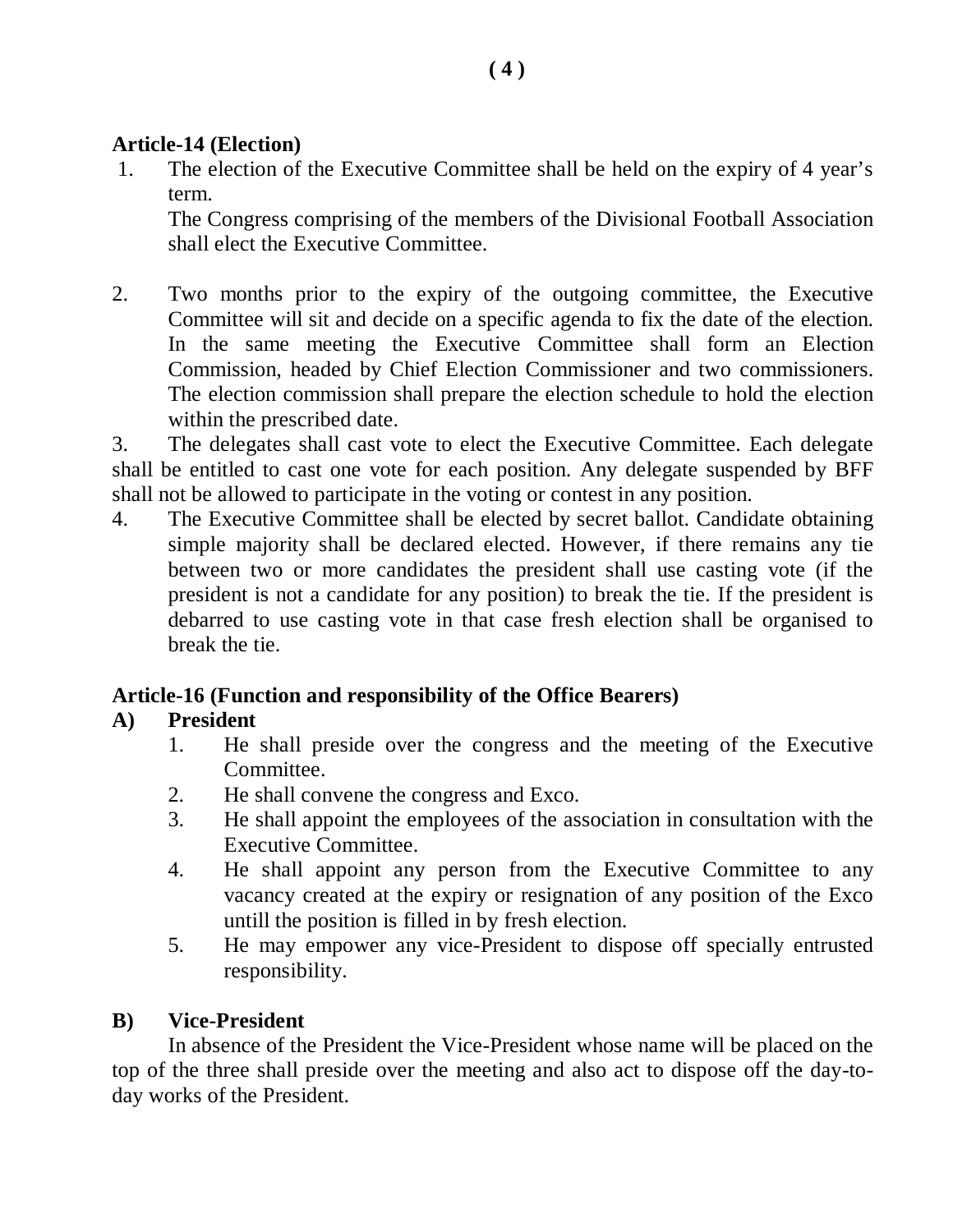**Article-14 (Election)**

1. The election of the Executive Committee shall be held on the expiry of 4 year's term.
   The Congress comprising of the members of the Divisional Football Association shall elect the Executive Committee.

2. Two months prior to the expiry of the outgoing committee, the Executive Committee will sit and decide on a specific agenda to fix the date of the election. In the same meeting the Executive Committee shall form an Election Commission, headed by Chief Election Commissioner and two commissioners. The election commission shall prepare the election schedule to hold the election within the prescribed date.

3. The delegates shall cast vote to elect the Executive Committee. Each delegate shall be entitled to cast one vote for each position. Any delegate suspended by BFF shall not be allowed to participate in the voting or contest in any position.

4. The Executive Committee shall be elected by secret ballot. Candidate obtaining simple majority shall be declared elected. However, if there remains any tie between two or more candidates the president shall use casting vote (if the president is not a candidate for any position) to break the tie. If the president is debarred to use casting vote in that case fresh election shall be organised to break the tie.

**Article-16 (Function and responsibility of the Office Bearers)**

**A) President**

1. He shall preside over the congress and the meeting of the Executive Committee.
2. He shall convene the congress and Exco.
3. He shall appoint the employees of the association in consultation with the Executive Committee.
4. He shall appoint any person from the Executive Committee to any vacancy created at the expiry or resignation of any position of the Exco untill the position is filled in by fresh election.
5. He may empower any vice-President to dispose off specially entrusted responsibility.

**B) Vice-President**

In absence of the President the Vice-President whose name will be placed on the top of the three shall preside over the meeting and also act to dispose off the day-to-day works of the President.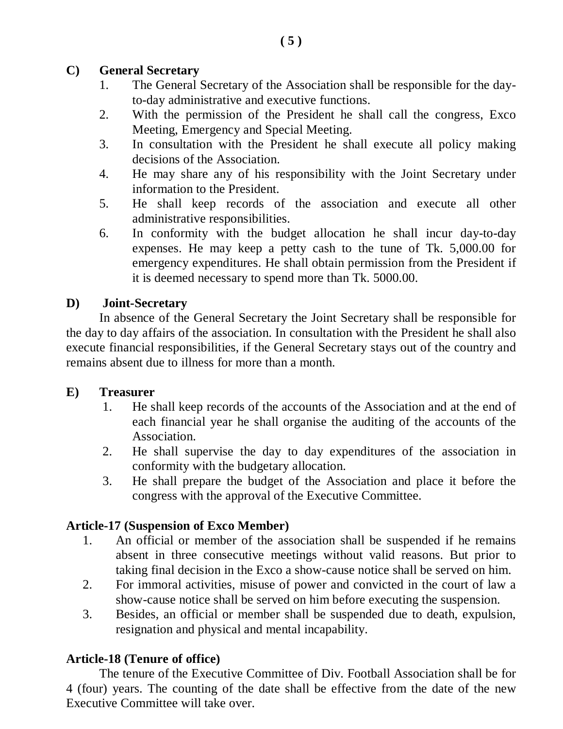**C) General Secretary**

1. The General Secretary of the Association shall be responsible for the day-to-day administrative and executive functions.
2. With the permission of the President he shall call the congress, Exco Meeting, Emergency and Special Meeting.
3. In consultation with the President he shall execute all policy making decisions of the Association.
4. He may share any of his responsibility with the Joint Secretary under information to the President.
5. He shall keep records of the association and execute all other administrative responsibilities.
6. In conformity with the budget allocation he shall incur day-to-day expenses. He may keep a petty cash to the tune of Tk. 5,000.00 for emergency expenditures. He shall obtain permission from the President if it is deemed necessary to spend more than Tk. 5000.00.

**D) Joint-Secretary**

In absence of the General Secretary the Joint Secretary shall be responsible for the day to day affairs of the association. In consultation with the President he shall also execute financial responsibilities, if the General Secretary stays out of the country and remains absent due to illness for more than a month.

**E) Treasurer**

1. He shall keep records of the accounts of the Association and at the end of each financial year he shall organise the auditing of the accounts of the Association.
2. He shall supervise the day to day expenditures of the association in conformity with the budgetary allocation.
3. He shall prepare the budget of the Association and place it before the congress with the approval of the Executive Committee.

**Article-17 (Suspension of Exco Member)**

1. An official or member of the association shall be suspended if he remains absent in three consecutive meetings without valid reasons. But prior to taking final decision in the Exco a show-cause notice shall be served on him.
2. For immoral activities, misuse of power and convicted in the court of law a show-cause notice shall be served on him before executing the suspension.
3. Besides, an official or member shall be suspended due to death, expulsion, resignation and physical and mental incapability.

**Article-18 (Tenure of office)**

The tenure of the Executive Committee of Div. Football Association shall be for 4 (four) years. The counting of the date shall be effective from the date of the new Executive Committee will take over.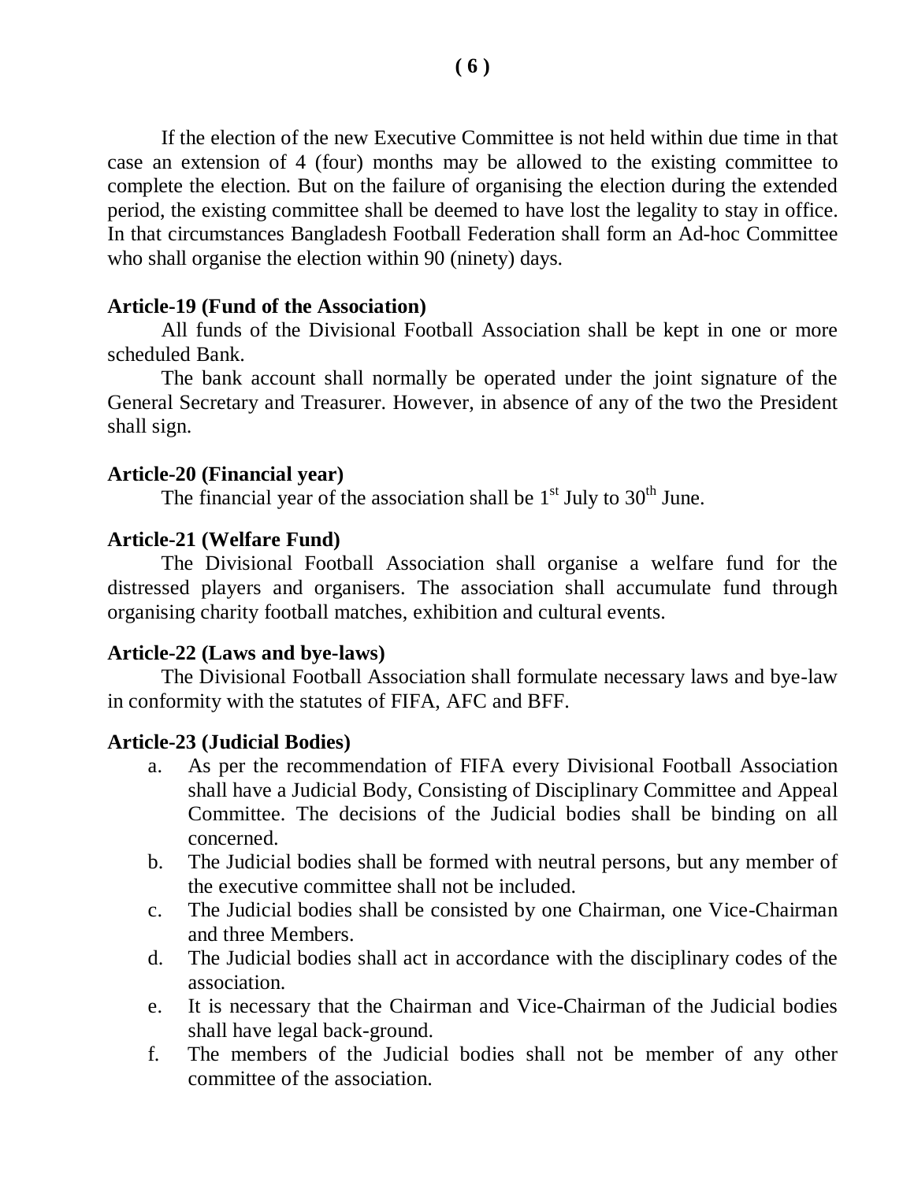If the election of the new Executive Committee is not held within due time in that case an extension of 4 (four) months may be allowed to the existing committee to complete the election. But on the failure of organising the election during the extended period, the existing committee shall be deemed to have lost the legality to stay in office. In that circumstances Bangladesh Football Federation shall form an Ad-hoc Committee who shall organise the election within 90 (ninety) days.

**Article-19 (Fund of the Association)**

All funds of the Divisional Football Association shall be kept in one or more scheduled Bank.

The bank account shall normally be operated under the joint signature of the General Secretary and Treasurer. However, in absence of any of the two the President shall sign.

**Article-20 (Financial year)**

The financial year of the association shall be 1st July to 30th June.

**Article-21 (Welfare Fund)**

The Divisional Football Association shall organise a welfare fund for the distressed players and organisers. The association shall accumulate fund through organising charity football matches, exhibition and cultural events.

**Article-22 (Laws and bye-laws)**

The Divisional Football Association shall formulate necessary laws and bye-law in conformity with the statutes of FIFA, AFC and BFF.

**Article-23 (Judicial Bodies)**

a. As per the recommendation of FIFA every Divisional Football Association shall have a Judicial Body, Consisting of Disciplinary Committee and Appeal Committee. The decisions of the Judicial bodies shall be binding on all concerned.
b. The Judicial bodies shall be formed with neutral persons, but any member of the executive committee shall not be included.
c. The Judicial bodies shall be consisted by one Chairman, one Vice-Chairman and three Members.
d. The Judicial bodies shall act in accordance with the disciplinary codes of the association.
e. It is necessary that the Chairman and Vice-Chairman of the Judicial bodies shall have legal back-ground.
f. The members of the Judicial bodies shall not be member of any other committee of the association.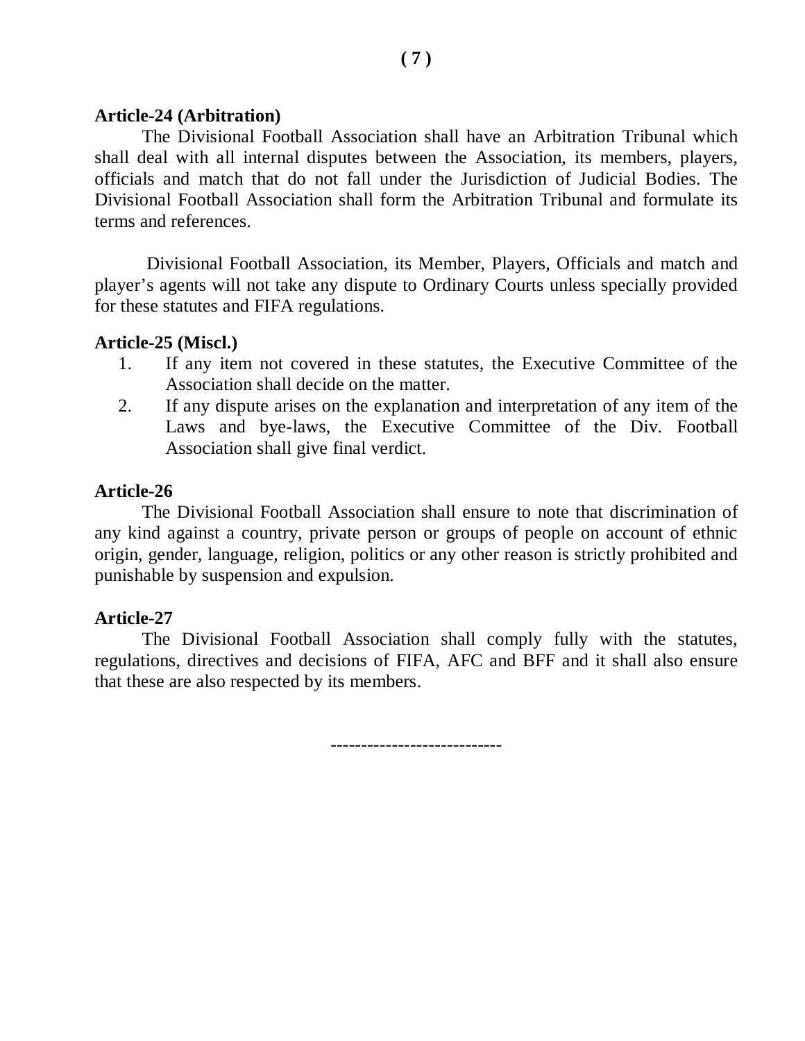**Article-24 (Arbitration)**

The Divisional Football Association shall have an Arbitration Tribunal which shall deal with all internal disputes between the Association, its members, players, officials and match that do not fall under the Jurisdiction of Judicial Bodies. The Divisional Football Association shall form the Arbitration Tribunal and formulate its terms and references.

Divisional Football Association, its Member, Players, Officials and match and player's agents will not take any dispute to Ordinary Courts unless specially provided for these statutes and FIFA regulations.

**Article-25 (Miscl.)**

1. If any item not covered in these statutes, the Executive Committee of the Association shall decide on the matter.
2. If any dispute arises on the explanation and interpretation of any item of the Laws and bye-laws, the Executive Committee of the Div. Football Association shall give final verdict.

**Article-26**

The Divisional Football Association shall ensure to note that discrimination of any kind against a country, private person or groups of people on account of ethnic origin, gender, language, religion, politics or any other reason is strictly prohibited and punishable by suspension and expulsion.

**Article-27**

The Divisional Football Association shall comply fully with the statutes, regulations, directives and decisions of FIFA, AFC and BFF and it shall also ensure that these are also respected by its members.

----------------------------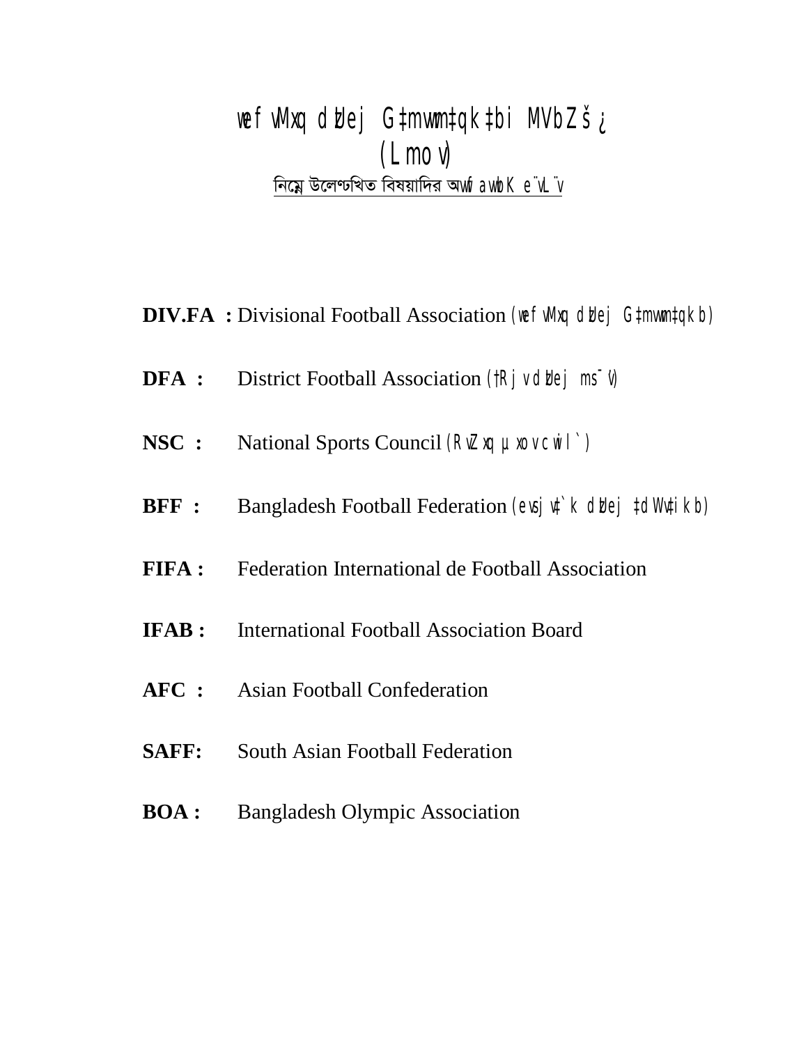# wefvMxq dzUej G‡mvwm‡qk‡bi MVbZš¿
# (Lmov)

<u>নিম্নে উলেণ্ডখিত বিষয়াদির অwfawbK e¨vL¨v</u>

**DIV.FA :** Divisional Football Association (wefvMxq dzUej G‡mvwm‡qkb)

**DFA :** District Football Association (†Rjv dzUej ms¯’v)

**NSC :** National Sports Council (RvZxq µxov cwil`)

**BFF :** Bangladesh Football Federation (evsjv‡`k dzUej ‡dWv‡ikb)

**FIFA :** Federation International de Football Association

**IFAB :** International Football Association Board

**AFC :** Asian Football Confederation

**SAFF:** South Asian Football Federation

**BOA :** Bangladesh Olympic Association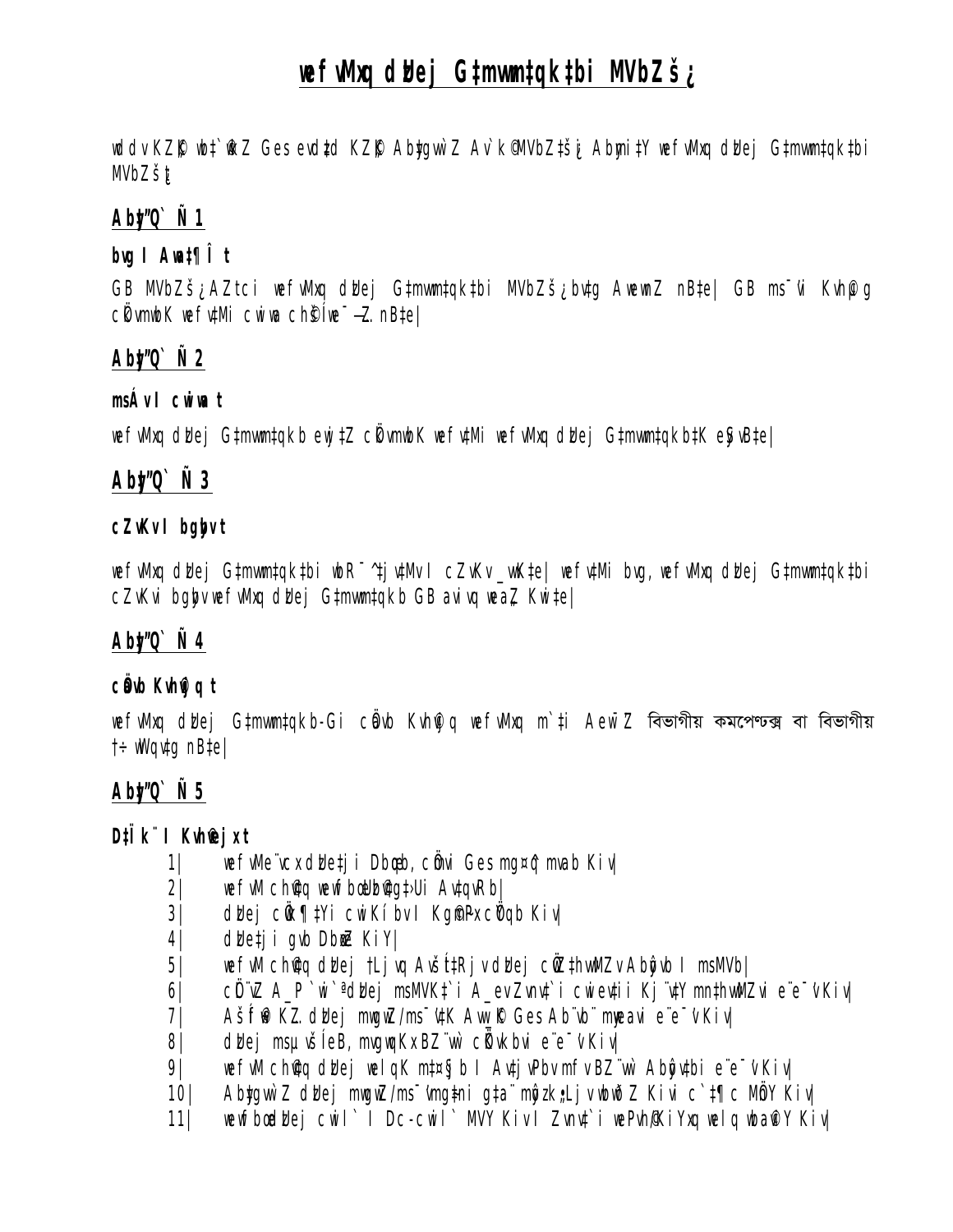# wefvMxq dvBej G‡mvwm‡qk‡bi MVbZš¿

wdcv KZ…©K wb‡`©wkZ Ges evdz‡d KZ…©K Abz‡gvw`Z Av`k© MVbZ‡š¿i Abymi‡Y wefvMxq dzUej G‡mvwm‡qk‡bi MVbZš¿

## Aby�"Q` Ñ 1

**bvg I Awa‡¶Î t**

GB MVbZš¿ AZtci wefvMxq dzUej G‡mvwm‡qk‡bi MVbZš¿ bv‡g AwfwnZ nB‡e| GB ms¯'vi Kvh©µg cÖkvmwbK wefv‡Mi cwiwa ch©šÍ we¯—Z nB‡e|

## Aby"Q` Ñ 2

**msÁv I cwiwa t**

wefvMxq dzUej G‡mvwm‡qkb ej‡Z cÖkvmwbK wefv‡Mi wefvMxq dzUej G‡mvwm‡qkb‡K eySvB‡e|

## Aby"Q` Ñ 3

**cZvKv I bgybv t**

wefvMxq dzUej G‡mvwm‡qk‡bi wbR¯^ †jv‡Mv I cZvKv _vwK‡e| wefv‡Mi bvg, wefvMxq dzUej G‡mvwm‡qk‡bi cZvKvi bgybv wefvMxq dzUej G‡mvwm‡qkb GB aviv‡q wea„Z Kwi‡e|

## Aby"Q` Ñ 4

**cÖavb Kvh©vjq t**

wefvMxq dzUej G‡mvwm‡qkb-Gi cÖavb Kvh©vjq wefvMxq m`‡i Aew¯'Z বিভাগীয় কমপেণ্ডক্স বা বিভাগীয় †÷wWqv‡g nB‡e|

## Aby"Q` Ñ 5

**D‡Ïk¨ I Kvh©ejx t**

1| wefvMe¨vcx dzUe‡ji Dbœqb, cÖmvi Ges mg¤^q mvab Kiv|

2| wefvM ch©v‡q wewfbœ dzUej cÖwZ‡hvwMZv Av‡qvRb|

3| dzUej cÖwk¶‡Yi cwiKíbv I Kg©m~Px cÖYqb Kiv|

4| dzUe‡ji gvb Dbœq‡b KiY|

5| wefvM ch©v‡q dzUej †Lj‡q Avš—R©vwZK dzUej cÖwZ‡hvwMZv Ab~ôvb I msMVb|

6| cÖ‡qvRb A_P `w¯'ª dzUej msMVK‡`i A_©vbyK~j¨ Kj¨v‡Y mn‡hvwMZvi e¨e¯'v Kiv|

7| Aš—f©~³ KZ. dzUej mwgwZ/ms¯'v‡K Avw_©K Ges Ab¨vb¨ mydevi e¨e¯'v Kiv|

8| dzUej msµvšÍ eB, mvgwqKx BZ¨vw` cÖKvkbvi e¨e¯'v Kiv|

9| wefvM ch©v‡q dzUej welqK m‡¤§jb I Av‡jvPbv mfv BZ¨vw` Ab~ôv‡bi e¨e¯'v Kiv|

10| Abz‡gvw`Z dzUej mwgwZ/ms¯'vmg~‡ni g‡a¨ m¤ú©K "Lj vwbô Z Kivi c`‡¶c MÖY Kiv|

11| wewfbœ dzUej cwil` I Dc-cwil` MVY Kiv I Zvu‡`i wePvh©KiY‡q welq wba©Y Kiv|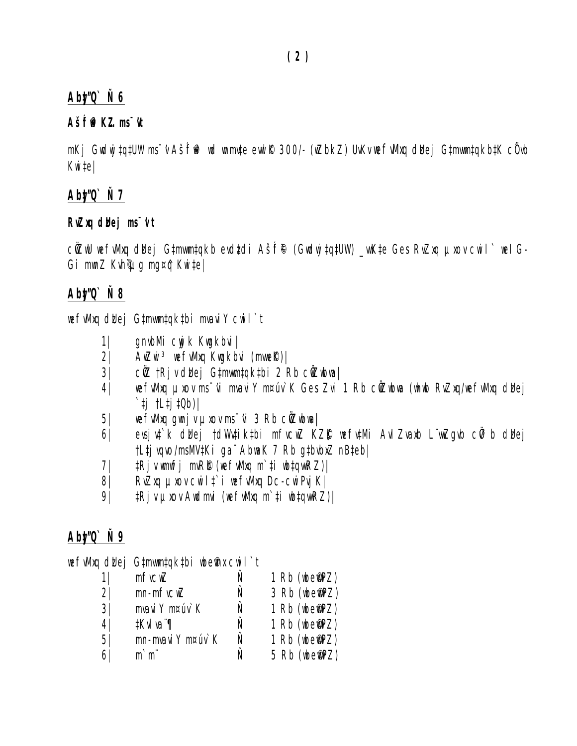## Abyî"Q`  Ñ 6

**Ašf©® KZ. ms¯'vt**

mKj Gwdwj‡qU¨W ms¯'v Ašf©® wd wnmv‡e evrmwiK 300/- (wZbkZ) UvKv wefvMxq dUej G‡mvwm‡qkb‡K cÖ`vb Ki‡e|

## Abyî"Q`  Ñ 7

**RvZxq dUej ms¯'vt**

cÖwZwU wefvMxq dUej G‡mvwm‡qkb evsjv‡`‡ki Ašf©® (Gwdwj‡q‡UW) _vK‡e Ges RvZxq µxov cwil` wel G-Gi mvwe© Kvh©µg mg¤^q Ki‡e|

## Abyî"Q`  Ñ 8

wefvMxq dUej G‡mvwm‡qk‡bi mvaviY cwil`t

1| gnvbMi cywjk Kwgkbvi|
2| AwZwi³ wefvMxq Kwgkbvi (mvwe©K)|
3| cÖwZ †Rjv dUej G‡mvwm‡qk‡bi 2 Rb cÖwZwbwa|
4| wefvMxq µxov ms¯'vi mvaviY m¤úv`K Ges Zvi 1 Rb cÖwZwbwa (whwb RvZxq/wefvMxq dUej `‡j †L‡j‡Qb)|
5| wefvMxq gwnjv µxov ms¯'vi 3 Rb cÖwZwbwa|
6| evsjv‡`k dUej †dWv‡ik‡bi mfvcwZ KZ©„K wefv‡Mi AvšÍR©vwZK L¨vwZgvb cÖv³b dUej †L‡jvqvo/msMV‡Ki ga¨ AbwaK 7 Rb g‡bvbxZ n‡eb|
7| ‡Rjv vmwf©j mvR©b (wefvMxq m`‡i wb‡qvwRZ)|
8| RvZxq µxov cwil‡`i wefvMxq Dc-cwiPvjK|
9| ‡Rjv µxov Awdmvi (wefvMxq m`‡i wb‡qvwRZ)|

## Abyî"Q`  Ñ 9

wefvMxq dUej G‡mvwm‡qk‡bi wbe©vnx cwil`t

| | | | |
|---|---|---|---|
| 1| | mfvcwZ | Ñ | 1 Rb (wbe©vPZ) |
| 2| | mn-mfvcwZ | Ñ | 3 Rb (wbe©vPZ) |
| 3| | mvaviY m¤úv`K | Ñ | 1 Rb (wbe©vPZ) |
| 4| | ‡Kvlva¨¶ | Ñ | 1 Rb (wbe©vPZ) |
| 5| | mn-mvaviY m¤úv`K | Ñ | 1 Rb (wbe©vPZ) |
| 6| | m`m¨ | Ñ | 5 Rb (wbe©vPZ) |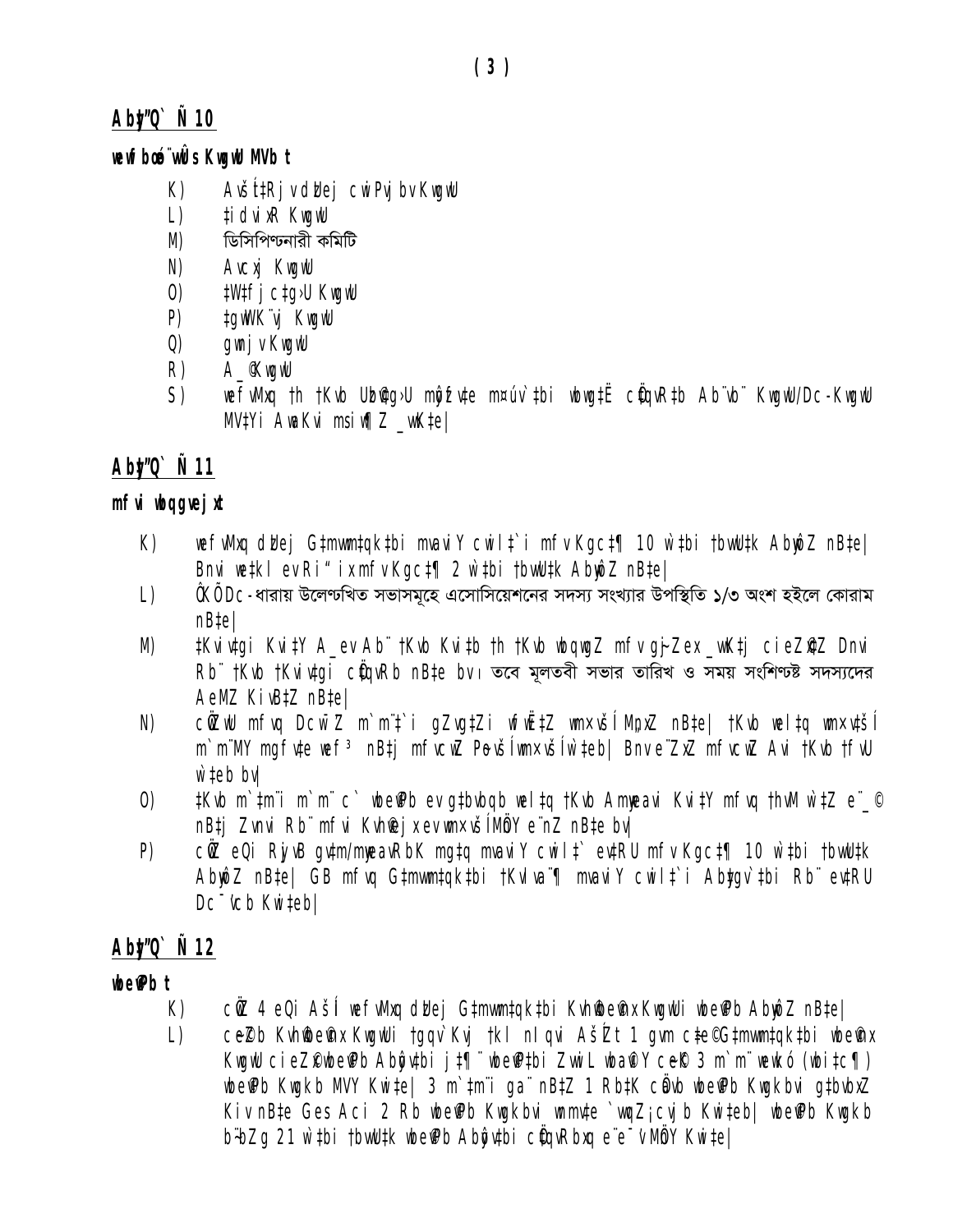## Aby"Q` Ñ 10

**wewfbœ¨wÛs KwgwU MVb t**

K) Avš—‡Rjv dUej cwiPvjbv KwgwU
L) ‡idvixR KwgwU
M) ডিসিপিণ্ডনারী কমিটি
N) Avcxj KwgwU
O) ‡W‡fjc‡g›U KwgwU
P) ‡gwW‡K¨vj KwgwU
Q) gwnjv KwgwU
R) A_© KwgwU
S) wefvMxq †h †Kvb Uzb©v‡g›U mÂvjbvi m¤úv`‡bi wbwg‡Ë cÖ‡qvR‡b Ab¨vb¨ KwgwU/Dc-KwgwU MV‡Yi AwaKvi msiw¶Z _vK‡e|

## Aby"Q` Ñ 11

**mfvi weÁwßmg~n t**

K) wefvMxq dUej G‡mvwm‡qk‡bi mvaviY cwil‡`i mfv Kgc‡¶ 10 w`‡bi †bvwU‡k AbywôZ n‡e| Ihvi we‡kl evRi" ixmfv Kgc‡¶ 2 w`‡bi †bvwU‡k AbywôZ n‡e|

L) ÔKÕ Dc-ধারায় উলেণ্ডখিত সভাসমূহে এসোসিয়েশনের সদস্য সংখ্যার উপস্থিতি ১/৩ অংশ হইলে কোরাম n‡e|

M) ‡Kvivg Kvi‡Y A_ev Ab¨ †Kvb Kvi‡b †h †Kvb wbqwgZ mfv gyjZex _vK‡j cieZ©x Dnv Rb¨ †Kvb †Kvivgi cÖ‡qvRb n‡e bv। তবে মূলতবী সভার তারিখ ও সময় সংশিণ্ডষ্ট সদস্যদের AeMZ Kiv‡Z n‡e|

N) cÖwZwU mfvq Dcw¯'Z m`m¨‡`i gZvg‡Zi wfwË‡Z wm×vš— M„nxZ n‡e| †Kvb wel‡q wm×v‡š— m`m¨MY mgfv‡e wef³ n‡j mfvcwZ Pƒovš— wm×vš— w`‡eb| Bnv e¨ZxZ mfvcwZ Avi †Kvb †fvU w`‡eb bv|

O) ‡Kvb m`‡m¨i m`m¨ c` wbe©vPb ev g‡bvbqb wel‡q †Kvb Amyweavi Kvi‡Y mfvq †hvM w`‡Z e¨_© n‡j Zvnvi Rb¨ mfvi Kvh©µg ev wm×vš—MÖnY e¨nZ n‡e bv|

P) cÖwZ eQi RyjvB gv‡m/mywea RbK mg‡q mvaviY cwil‡` evrRU mfv Kgc‡¶ 10 w`‡bi †bvwU‡k AbywôZ n‡e| GB mfvq G‡mvwm‡qk‡bi †Kvlva¨¶ mvaviY cwil‡`i Aby‡gv`‡bi Rb¨ evrRU Dc¯'vcb Ki‡eb|

## Aby"Q` Ñ 12

**wbe©vPb t**

K) cÖwZ 4 eQi Aš—i wefvMxq dUej G‡mvwm‡qk‡bi Kvh©wbe©vnx KwgwUi wbe©vPb AbywôZ n‡e|

L) ceŸ©Zb Kvh©wbe©vnx KwgwUi †gqv` Kvj †kl nIqvi Aš—Zt 1 gvm c~‡e© G‡mvwm‡qk‡bi wbe©vnx KwgwU cieZ©x wbe©vPb Abyôv‡bi j‡¶¨ wbe©v‡bi ZvwiL wba©viY ce©K 3 m`m¨ wewkó (wbi‡c¶) wbe©vPb Kwgkb MVY Ki‡e| 3 m`‡m¨i ga¨ n‡Z 1 Rb‡K cÖavb wbe©vPb Kwgkbvi g‡bvbxZ Kiv n‡e Ges Aci 2 Rb wbe©vPb Kwgkbvi wnmv‡e `vwqZ¡ cvjb Ki‡eb| wbe©vPb Kwgkb b~b¨Zg 21 w`‡bi †bvwU‡k wbe©vPb Abyôv‡bi cÖ‡qvRbxq e¨e¯'v MÖnY Ki‡e|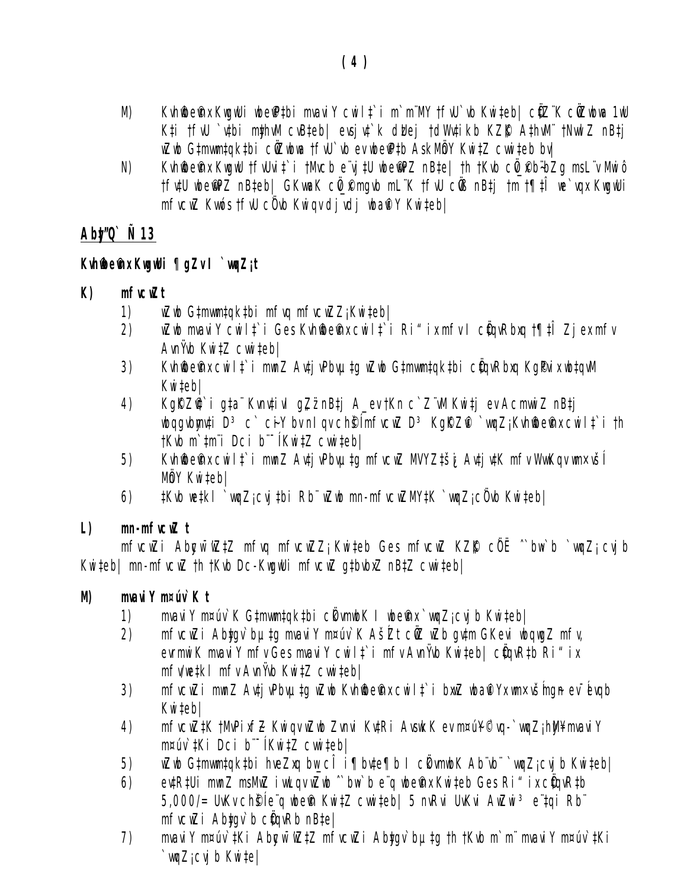M) Kvh©e¤øx Kwgw]i wbe©v‡bi mvaviY cwil‡`i m`m¨MY †fvU`vb Kwi‡eb| cÖZ¨K cÖZxwba 1wU K‡i †fvU `v‡bi mye‡hvM cv‡eb| evsjv‡`k dv‡Ui †dWv‡ikb KZ©„K A‡hvM¨ †NvwlZ nB‡j wZwb G‡mvwm‡qk‡bi cÖZxwba †fvU`vb ev wbe©v‡b AskMÖY Kwi‡Z cvwi‡eb bv|

N) Kvh©e¤øx Kwgw]i †fvUv‡`i †Mvcb e¨vj‡U wbe©vPZ nB‡e| †h †Kvb cÖv_©xi b¨bZg msL¨v Mwiô †fv‡U wbe©vPZ nB‡eb| GKvwaK cÖv_©xi mgvb mL¨K †fvU cÖvß nB‡j †m †¶‡Î we`vqx Kwgw]i mfvcwZ Kvw÷s †fvU cÖ`vb Kwiqv dj vdj wba©viY Kwi‡eb|

## Aby"Q` Ñ 13

**Kvh©e¤øx Kwgw]i ¶gZv I `vwqZ¡t**

**K) mfvcwZ t**

1) wZwb G‡mvwm‡qk‡bi mfvq mfvcwZZ¡ Kwi‡eb|
2) wZwb mvaviY cwil‡`i Ges Kvh©e¤øx cwil‡`i Ri“ix mfv I cÖ‡qvRbxq †¶‡Î Zje x mfv AvnŸvb Kwi‡Z cvwi‡eb|
3) Kvh©e¤øx cwil‡`i mwnZ Av‡jvPbv µ‡g wZwb G‡mvwm‡qk‡bi cÖ‡qvRbxq KgPvix wb‡qvM Kwi‡eb|
4) KgKZ©v‡`i g‡a¨ Kvnv‡iv g„Zz¨ nB‡j A_ev †Kn c`Z¨vM Kwi‡j ev AcmvwiZ nB‡j wbqgvbymv‡i D³ c` c~iY bv nIqv ch©šÍ mfvcwZ D³ KgKZ©v `vwqZ¡ Kvh©e¤øx cwil‡`i †h †Kvb m`‡m¨i Dci b¨¯Í Kwi‡Z cvwi‡eb|
5) Kvh©e¤øx cwil‡`i mwnZ Av‡jvPbv µ‡g mfvcwZ MVYZ‡š¿ Av‡jv‡K mfv WvwKqv mvšÍ MÖY Kwi‡eb|
6) ‡Kvb we‡kl `vwqZ¡cvj‡bi Rb¨ wZwb mn-mfvcwZ MY‡K `vwqZ¡cÖvb Kwi‡eb|

**L) mn-mfvcwZ t**

mfvcwZi Abycw¯'wZ‡Z mfvq mfvcwZZ¡ Kwi‡eb Ges mfvcwZ KZ©„K cÖË ˆ`bw›`b `vwqZ¡cvjb Kwi‡eb| mn-mfvcwZ †h †Kvb Dc-Kwgw]i mfvcwZ g‡bvbxZ nB‡Z cvwi‡eb|

**M) mvaviY m¤úv`K t**

1) mvaviY m¤úv`K G‡mvwm‡qk‡bi cÖkvmwbK I wbe©vnx `vwqZ¡cvjb Kwi‡eb|
2) mfvcwZi Abygv`bµ‡g mvaviY m¤úv`K AšÍZ cÖwZ wZb gv‡m GKevi wbqwgZ mfv, evrmwiK mvaviY mfv Ges mvaviY cwil‡`i mfv AvnŸvb Kwi‡eb| cÖ‡qvR‡b Ri“ix mfv/we‡kl mfv AvnŸvb Kwi‡Z cvwi‡eb|
3) mfvcwZi mwnZ Av‡jvPbvµ‡g wZwb Kvh©e¤øx cwil‡`i bxwZ wba©viYx mvšÍ mgn ev¯Íevqb Kwi‡eb|
4) mfvcwZ‡K †MvPixf~Z Kwiqv wZwb Zvnvi Kv‡Ri Avswk K ev m¤ú~Y© `vwqZ¡ hyM¥ mvaviY m¤úv`‡Ki Dci b¨¯Í Kwi‡Z cvwi‡eb|
5) wZwb G‡mvwm‡qk‡bi hveZxq bw_cÎ i¶bv‡e¶b I cÖkvmwbK Ab¨vb¨ `vwqZ¡cvjb Kwi‡eb|
6) ev‡RU mwnZ msMwZ iwLqv wZwb ˆ`bw›`b e¨q wbe©vn Kwi‡eb Ges Ri“ix cÖ‡qvR‡b 5,000/= UvKv ch©šÍ e¨q wbe©vn Kwi‡Z cvwi‡eb| 5 nvRvi UvKvi AwZwi³ e¨‡qi Rb¨ mfvcwZi Abygv`b cÖ‡qvRb nB‡e|
7) mvaviY m¤úv`‡Ki Abycw¯'wZ‡Z mfvcwZi Abygv`bµ‡g †h †Kvb m`m¨ mvaviY m¤úv`‡Ki `vwqZ¡cvjb Kwi‡e|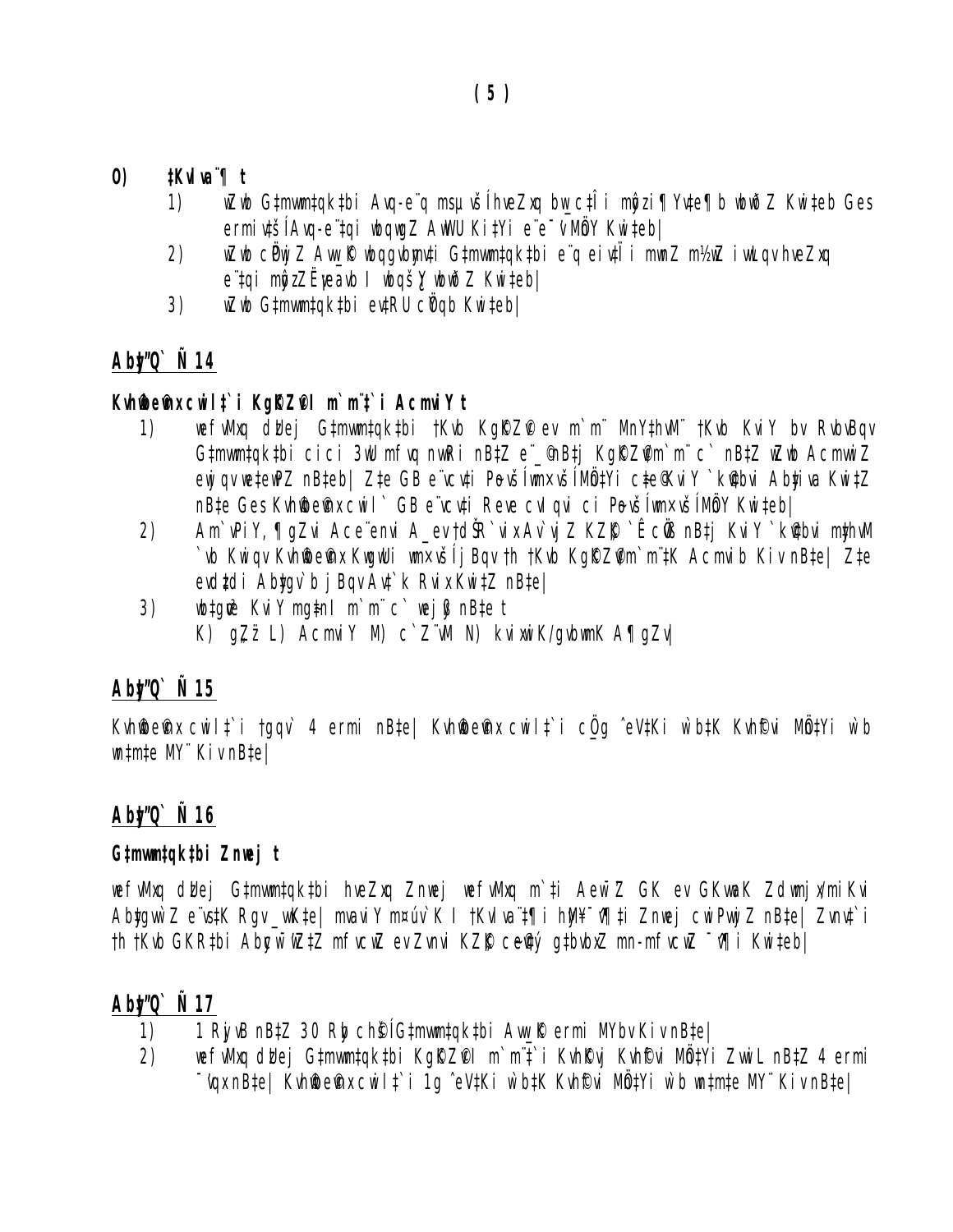**O) ‡Kvla¨¶ t**

1) wZwb G‡mvwm‡qk‡bi Avq-e¨q msµvšÍ hveZxq bw_c‡Îi mgqzi¶ Yv‡e¶b wbwðZ Kwi‡eb Ges ermi‡šÍ Avq-e¨‡qi wbqwgZ AwWU Ki‡Yi e¨e¯'v MÖnY Kwi‡eb|

2) wZwb cÖwZ Aw_©K wbqgvbymv‡i G‡mvwm‡qk‡bi e¨q eiv‡Ïi mwnZ m½wZ iwLqv hveZxq e¨‡qi mgqzZ Ëe¨eav I wbqš¿Y wbwðZ Kwi‡eb|

3) wZwb G‡mvwm‡qk‡bi ev‡RU cÖYqb Kwi‡eb|

## Abyy"Q` Ñ 14

**Kvh©wbe©vnx cwil‡`i KgK©Z©vI m`m¨‡`i AcmviY t**

1) wefvMxq dË‡ei G‡mvwm‡qk‡bi †Kvb KgK©Z©v ev m`m¨ MnY‡hvM¨ †Kvb KviY bv `wk©‡q G‡mvwm‡qk‡bi cici 3wU mfvq nvwRi nB‡Z e¨_©nB‡j KgK©Z©vm`m¨ c` nB‡Z wZwb AcmwiZ ewjqv we‡ewPZ nB‡eb| Z‡e GB e¨vcv‡i Pov šÍ wm×všÍ MÖn‡Yi c‡e©KviY `k©v‡bvi Abyiva Kwi‡Z nB‡e Ges Kvh©wbe©vnx cwil` GB e¨vcv‡i Reve cvIqvi ci Pov šÍ wm×všÍ MÖnY Kwi‡eb|

2) Am`vPiY, ¶gZvi Ace¨envi A_ev †dŠR`vix Av`vj‡Z KZ©„K `Ê cÖvß nB‡j KviY `k©v‡bvi mywhvM `vb Kwiqv Kvh©wbe©vnx KwgwUi wm×všÍ j Bqv †h †Kvb KgK©Z©vm`m¨‡K Acmvib Kiv nB‡e| Z‡e evu‡di Abyygv`b j Bqv Av‡`k Rvix Kwi‡Z nB‡e|

3) wb‡gœ KviY mg~‡ni m`m¨ c` wej©y nB‡e t
K) gZ¨ z L) AcmviY M) c`Z¨vM N) kvixwiK/gvbwmK A¶gZv|

## Abyy"Q` Ñ 15

Kvh©wbe©vnx cwil‡`i †gqv` 4 ermi nB‡e| Kvh©wbe©vnx cwil‡`i cÖ_g ˆeV‡Ki w`b †_‡K Kvh©Kvj MY‡Yi w`b wn‡m‡e MY¨ Kiv nB‡e|

## Abyy"Q` Ñ 16

**G‡mvwm‡qk‡bi Znwej t**

wefvMxq dË‡ei G‡mvwm‡qk‡bi hveZxq Znwej wefvMxq m`‡i Aew¯'Z GK ev GKwaK Zdwmjx/mi Kvwi Abyygw`Z e¨vs‡K Rgv _vwK‡e| mvaviY m¤úv`K I †Kvla¨¶ †h †h~‡_¯^v‡¶‡i Znwej cwiPvwjZ nB‡e| Znwe‡`i †h †Kvb GKR‡bi Abycw¯'wZ‡Z mfvcwZ ev Zvnvi KZ©„K ce©©v gbvbxZ mn-mfvcwZ ¯^v¶i Kwi‡eb|

## Abyy"Q` Ñ 17

1) 1 RyjvB nB‡Z 30 Ryb ch©šÍ G‡mvwm‡qk‡bi Aw_©K ermi MYbv Kiv nB‡e|

2) wefvMxq dË‡ei G‡mvwm‡qk‡bi KgK©Z©vI m`m¨‡`i Kvh©Kvj Kvh©Kvj MY‡Yi Zvwi L nB‡Z 4 ermi ¯'vqx nB‡e| Kvh©wbe©vnx cwil‡`i 1g ˆeV‡Ki w`b †_‡K Kvh©Kvj MY‡Yi w`b wn‡m‡e MY¨ Kiv nB‡e|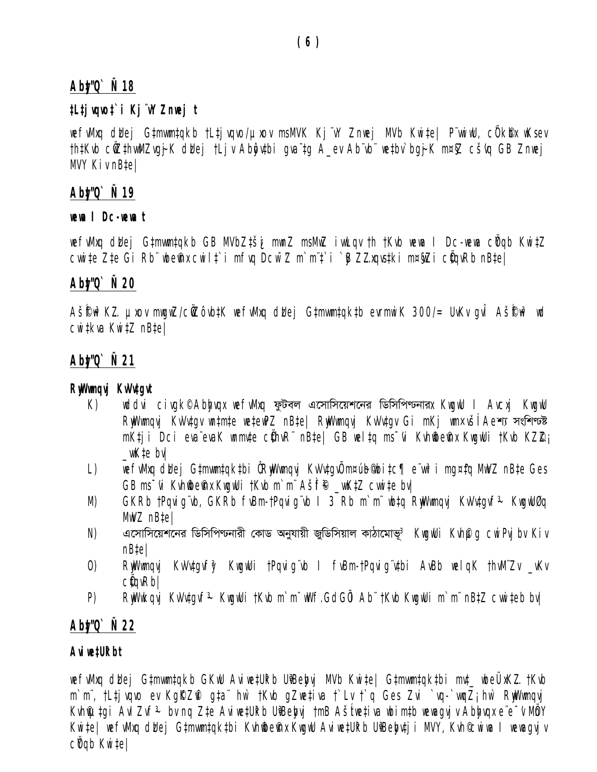# Aby"Q` Ñ 18

## ‡Lj¨vqvo‡`i Kj¨vY Znwej t

wefvMxq dzUej G‡mvwm‡qkb †Lj¨vqvo/µxov msMVK Kj¨vY Znwej MVb Ki‡e| P¨vwiwU, cÖkvmwbK wKsev †h‡Kvb cÖwZ‡hvwMZvq AskMÖnYKvix †Lj¨vqvo‡`i g‡a¨ A_ev Ab¨vb¨ we‡kl cÖ‡qvR‡b mvnvh¨ cÖ`v‡bi Rb¨ GB Znwej MVY Kiv n‡e|

# Aby"Q` Ñ 19

## wewa I Dc-wewa t

wefvMxq dzUej G‡mvwm‡qkb GB MVbZ‡š¿ mvaviY msMVb iÿvq †h †Kvb wewa I Dc-wewa cÖYqb Ki‡Z cvi‡e Z‡e Gi Rb¨ wbe©vnx cwil‡`i mfvq Dcw¯’Z m`m¨‡`i `yB-Z…Zxqvs‡ki mg_©‡bi cÖ‡qvRb n‡e|

# Aby"Q` Ñ 20

Aš—f©y³ KZ… µxov msMVb/cÖwZôvb‡K wefvMxq dzUej G‡mvwm‡qk‡b evrmwiK 300/= UvKv gvÎ Aš—f©y³ wd cwi‡kva Ki‡Z n‡e|

# Aby"Q` Ñ 21

## RywWwmqvj KvVv‡gv t

K) wdwdv ciyg‡©Abyhvqx wefvMxq ফুটবল এসোসিয়েশনের ডিসিপ্লিনারি KwgwU I Avcxj KwgwU RywWwmqvj KvVv‡gv wn‡m‡e we‡ewPZ n‡e| RywWwmqvj KvVv‡gv Gi mKj wmׇš— Aek¨ সংশিষ্ট mK‡ji Dci eva¨evaK wnmv‡e cÖ‡hvR¨ n‡e| GB wel‡q ms¯’vi Kvh©wbe©vnx KwgwUi †Kvb KZ…©Z¡ _vK‡e bv|

L) wefvMxq dzUej G‡mvwm‡qk‡bi ÒRywWwmqvj KvVv‡gvÓ m¤ú~Y© ¯^vaxb I wbi‡c¶ e¨w³i mgš^‡q MwVZ n‡e Ges GB ms¯’vi Kvh©wbe©vnx KwgwUi †Kvb m`m¨ Aš—f©y³ _vK‡Z cvi‡e bv|

M) GKRb †Pqvig¨vb, GKRb fvBm-†Pqvig¨vb I 3 Rb m`m¨ wb‡q RywWwmqvj KvVv‡gvf~³ KwgwU¸‡jv MwVZ n‡e|

N) এসোসিয়েশনের ডিসিপ্লিনারী কোড অনুযায়ী জুডিসিয়াল কাঠামোভূক্ত KwgwUi Kvh©µg cwiPvjbv Kiv n‡e|

O) RywWwmqvj KvVv‡gvf~³ KwgwUi †Pqvig¨vb I fvBm-†Pqvig¨v‡bi AvBb wel‡q †hvM¨Zv _vK‡Z cÖ‡qvRb|

P) RywWwkqvj KvVv‡gvf~³ KwgwUi †Kvb m`m¨ wdwd.GdGÕi Ab¨ †Kvb KwgwUi m`m¨ n‡Z cvi‡eb bv|

# Aby"Q` Ñ 22

## Awi‡e‡UªkY t

wefvMxq dzUej G‡mvwm‡qkb GKwU Awi‡e‡UªkY UªvBey¨bvj MVb Ki‡e| G‡mvwm‡qk‡bi m‡_ wbeÜxK…Z †Kvb m`m¨, †Lj¨vqvo ev Kg©KZ©v g‡a¨ hw` †Kvb gZwe‡iva †`Lv †`q Ges Zvi `vq-`vwqZ¡ hw` RywWwmqvj Kvh©µ‡gi AvIZvf~³ bv nq Z‡e Awi‡e‡UªkY UªvBey¨bvj †mB Aš—we©‡iva wbim‡b wewagvjv Abyhvqx e¨e¯’v MÖnY Ki‡e| wefvMxq dzUej G‡mvwm‡qk‡bi Kvh©wbe©vnx KwgwU Awi‡e‡UªkY UªvBey¨bv‡ji MVY, Kvh©cwiwa I wewagvjv cÖYqb Ki‡e|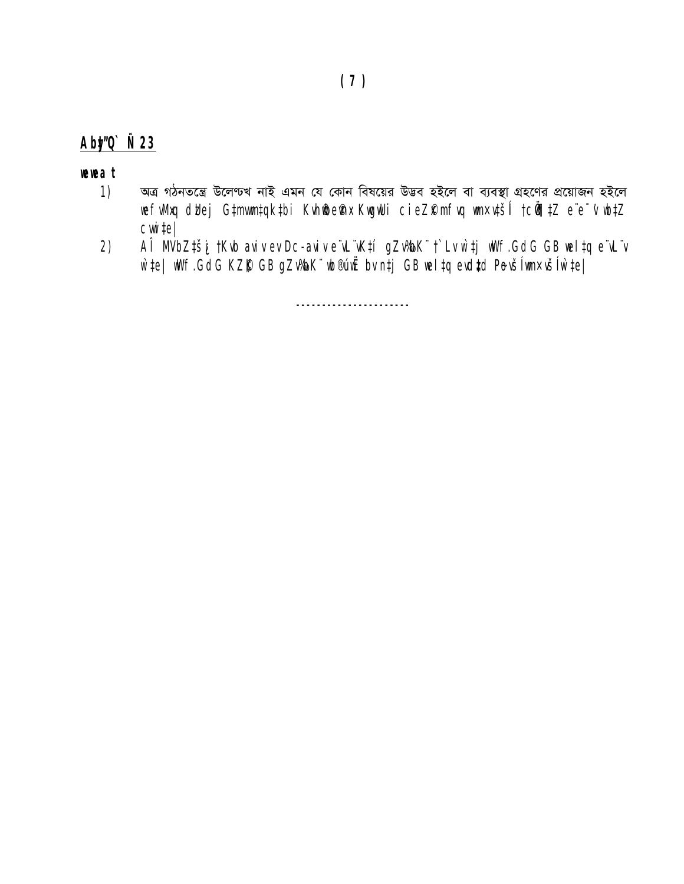## Abyw”Q` Ñ 23

**wewea t**

1) অত্র গঠনতন্ত্রে উলেণ্ডখ নাই এমন যে কোন বিষয়ের উদ্ভব হইলে বা ব্যবস্থা গ্রহণের প্রয়োজন হইলে wef wMxq dtbej G‡mvwm‡qk‡bi Kvh©wbe©vnx KwgwUi cieZx© mfvq wmxv‡šÍ †cÖwiZ e¨e¯'v wb‡Z cvwi‡e|

2) AÎ MVbZ‡š¿ †Kvb avivevDc-avivi e¨vL¨vK‡í gZ‡Øa¨K †`Lv w`‡j wWf.GdG GB wel‡q e¨vL¨v w`‡e| wWf.GdG KZ©„K GB gZ‡Øa¨ wb®úwË bv n‡j GB wel‡q evdz‡d P~ovšÍ wm×všÍ w`‡e|

-----------------------